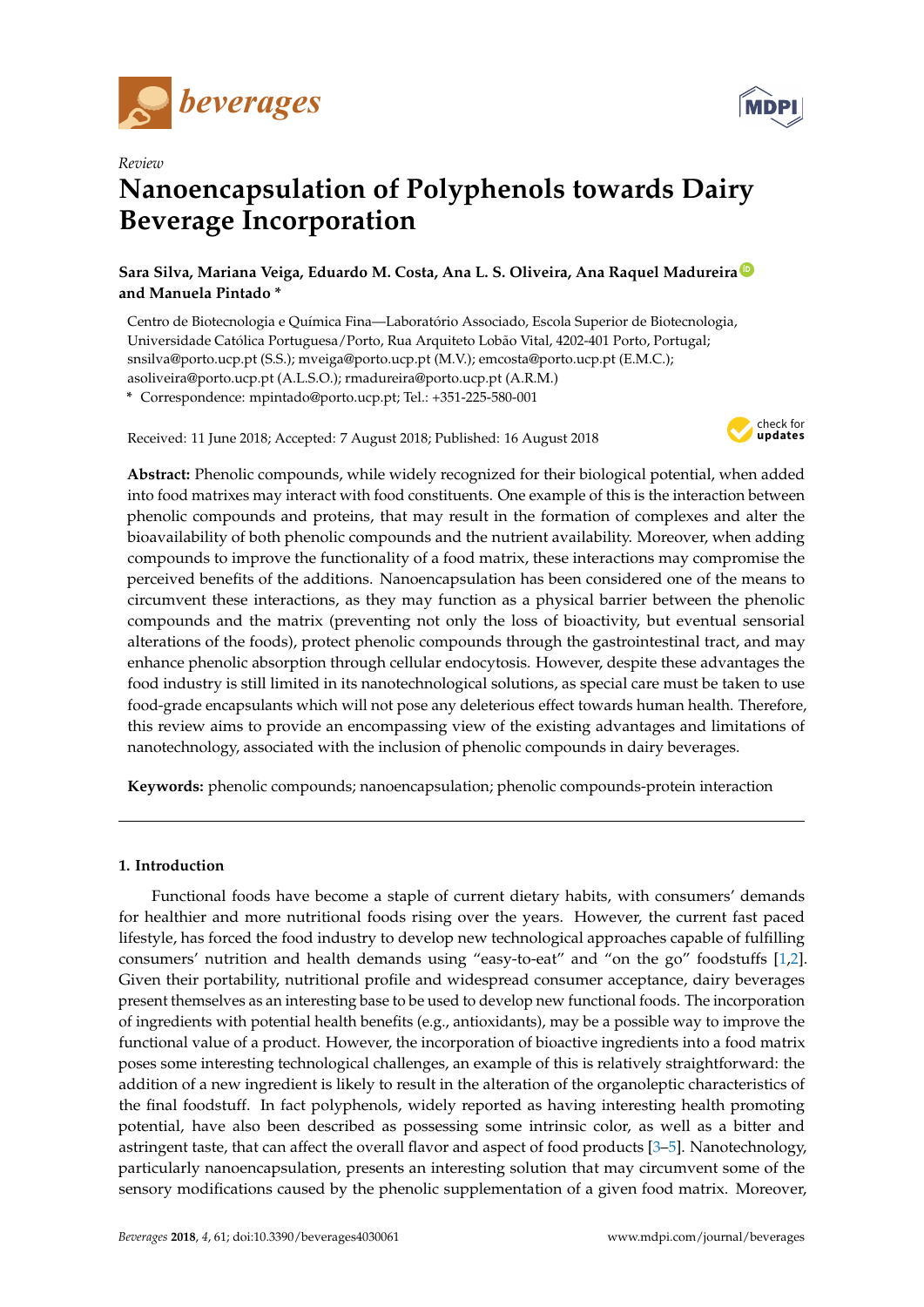*Review*

# Nanoencapsulation of Polyphenols towards Dairy Beverage Incorporation

**Sara Silva, Mariana Veiga, Eduardo M. Costa, Ana L. S. Oliveira, Ana Raquel Madureira and Manuela Pintado ***

Centro de Biotecnologia e Química Fina—Laboratório Associado, Escola Superior de Biotecnologia, Universidade Católica Portuguesa/Porto, Rua Arquiteto Lobão Vital, 4202-401 Porto, Portugal; snsilva@porto.ucp.pt (S.S.); mveiga@porto.ucp.pt (M.V.); emcosta@porto.ucp.pt (E.M.C.); asoliveira@porto.ucp.pt (A.L.S.O.); rmadureira@porto.ucp.pt (A.R.M.)

* Correspondence: mpintado@porto.ucp.pt; Tel.: +351-225-580-001

Received: 11 June 2018; Accepted: 7 August 2018; Published: 16 August 2018

**Abstract:** Phenolic compounds, while widely recognized for their biological potential, when added into food matrixes may interact with food constituents. One example of this is the interaction between phenolic compounds and proteins, that may result in the formation of complexes and alter the bioavailability of both phenolic compounds and the nutrient availability. Moreover, when adding compounds to improve the functionality of a food matrix, these interactions may compromise the perceived benefits of the additions. Nanoencapsulation has been considered one of the means to circumvent these interactions, as they may function as a physical barrier between the phenolic compounds and the matrix (preventing not only the loss of bioactivity, but eventual sensorial alterations of the foods), protect phenolic compounds through the gastrointestinal tract, and may enhance phenolic absorption through cellular endocytosis. However, despite these advantages the food industry is still limited in its nanotechnological solutions, as special care must be taken to use food-grade encapsulants which will not pose any deleterious effect towards human health. Therefore, this review aims to provide an encompassing view of the existing advantages and limitations of nanotechnology, associated with the inclusion of phenolic compounds in dairy beverages.

**Keywords:** phenolic compounds; nanoencapsulation; phenolic compounds-protein interaction

## 1. Introduction

Functional foods have become a staple of current dietary habits, with consumers' demands for healthier and more nutritional foods rising over the years. However, the current fast paced lifestyle, has forced the food industry to develop new technological approaches capable of fulfilling consumers' nutrition and health demands using "easy-to-eat" and "on the go" foodstuffs [1,2]. Given their portability, nutritional profile and widespread consumer acceptance, dairy beverages present themselves as an interesting base to be used to develop new functional foods. The incorporation of ingredients with potential health benefits (e.g., antioxidants), may be a possible way to improve the functional value of a product. However, the incorporation of bioactive ingredients into a food matrix poses some interesting technological challenges, an example of this is relatively straightforward: the addition of a new ingredient is likely to result in the alteration of the organoleptic characteristics of the final foodstuff. In fact polyphenols, widely reported as having interesting health promoting potential, have also been described as possessing some intrinsic color, as well as a bitter and astringent taste, that can affect the overall flavor and aspect of food products [3–5]. Nanotechnology, particularly nanoencapsulation, presents an interesting solution that may circumvent some of the sensory modifications caused by the phenolic supplementation of a given food matrix. Moreover,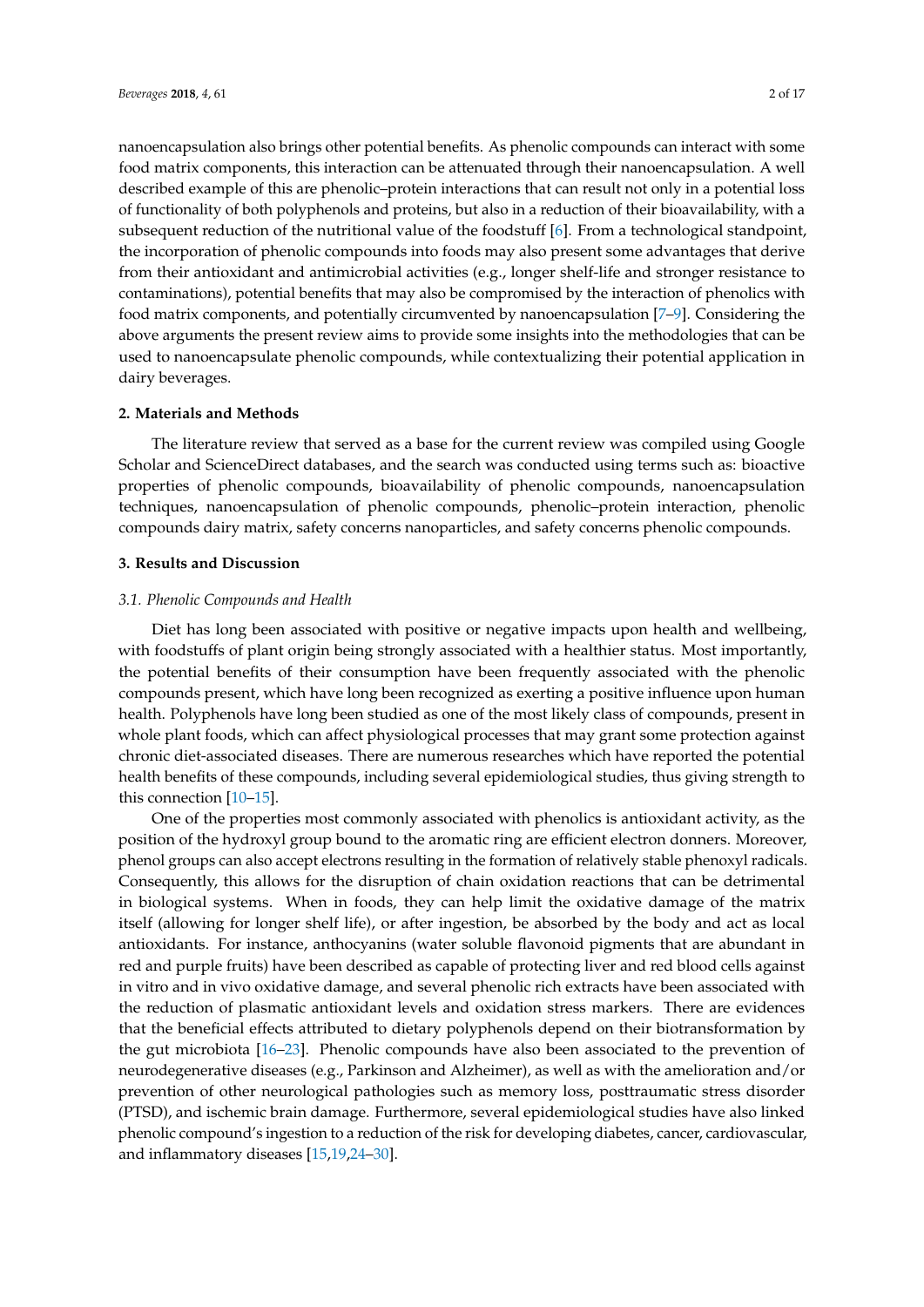nanoencapsulation also brings other potential benefits. As phenolic compounds can interact with some food matrix components, this interaction can be attenuated through their nanoencapsulation. A well described example of this are phenolic–protein interactions that can result not only in a potential loss of functionality of both polyphenols and proteins, but also in a reduction of their bioavailability, with a subsequent reduction of the nutritional value of the foodstuff [6]. From a technological standpoint, the incorporation of phenolic compounds into foods may also present some advantages that derive from their antioxidant and antimicrobial activities (e.g., longer shelf-life and stronger resistance to contaminations), potential benefits that may also be compromised by the interaction of phenolics with food matrix components, and potentially circumvented by nanoencapsulation [7–9]. Considering the above arguments the present review aims to provide some insights into the methodologies that can be used to nanoencapsulate phenolic compounds, while contextualizing their potential application in dairy beverages.

## 2. Materials and Methods

The literature review that served as a base for the current review was compiled using Google Scholar and ScienceDirect databases, and the search was conducted using terms such as: bioactive properties of phenolic compounds, bioavailability of phenolic compounds, nanoencapsulation techniques, nanoencapsulation of phenolic compounds, phenolic–protein interaction, phenolic compounds dairy matrix, safety concerns nanoparticles, and safety concerns phenolic compounds.

## 3. Results and Discussion

### *3.1. Phenolic Compounds and Health*

Diet has long been associated with positive or negative impacts upon health and wellbeing, with foodstuffs of plant origin being strongly associated with a healthier status. Most importantly, the potential benefits of their consumption have been frequently associated with the phenolic compounds present, which have long been recognized as exerting a positive influence upon human health. Polyphenols have long been studied as one of the most likely class of compounds, present in whole plant foods, which can affect physiological processes that may grant some protection against chronic diet-associated diseases. There are numerous researches which have reported the potential health benefits of these compounds, including several epidemiological studies, thus giving strength to this connection [10–15].

One of the properties most commonly associated with phenolics is antioxidant activity, as the position of the hydroxyl group bound to the aromatic ring are efficient electron donners. Moreover, phenol groups can also accept electrons resulting in the formation of relatively stable phenoxyl radicals. Consequently, this allows for the disruption of chain oxidation reactions that can be detrimental in biological systems. When in foods, they can help limit the oxidative damage of the matrix itself (allowing for longer shelf life), or after ingestion, be absorbed by the body and act as local antioxidants. For instance, anthocyanins (water soluble flavonoid pigments that are abundant in red and purple fruits) have been described as capable of protecting liver and red blood cells against in vitro and in vivo oxidative damage, and several phenolic rich extracts have been associated with the reduction of plasmatic antioxidant levels and oxidation stress markers. There are evidences that the beneficial effects attributed to dietary polyphenols depend on their biotransformation by the gut microbiota [16–23]. Phenolic compounds have also been associated to the prevention of neurodegenerative diseases (e.g., Parkinson and Alzheimer), as well as with the amelioration and/or prevention of other neurological pathologies such as memory loss, posttraumatic stress disorder (PTSD), and ischemic brain damage. Furthermore, several epidemiological studies have also linked phenolic compound's ingestion to a reduction of the risk for developing diabetes, cancer, cardiovascular, and inflammatory diseases [15,19,24–30].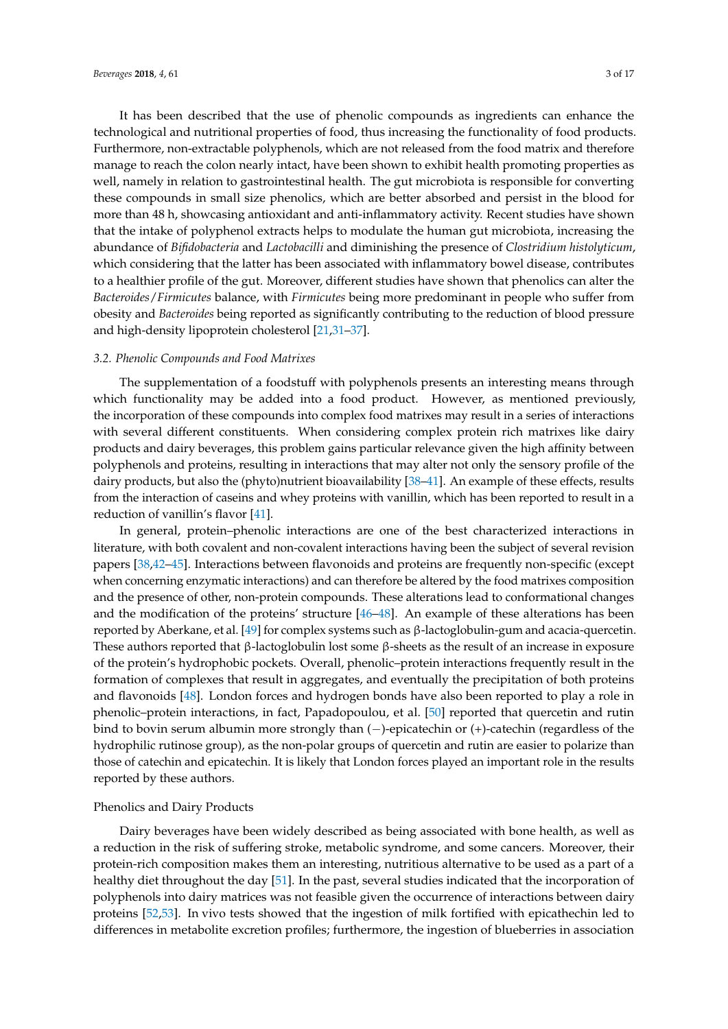It has been described that the use of phenolic compounds as ingredients can enhance the technological and nutritional properties of food, thus increasing the functionality of food products. Furthermore, non-extractable polyphenols, which are not released from the food matrix and therefore manage to reach the colon nearly intact, have been shown to exhibit health promoting properties as well, namely in relation to gastrointestinal health. The gut microbiota is responsible for converting these compounds in small size phenolics, which are better absorbed and persist in the blood for more than 48 h, showcasing antioxidant and anti-inflammatory activity. Recent studies have shown that the intake of polyphenol extracts helps to modulate the human gut microbiota, increasing the abundance of *Bifidobacteria* and *Lactobacilli* and diminishing the presence of *Clostridium histolyticum*, which considering that the latter has been associated with inflammatory bowel disease, contributes to a healthier profile of the gut. Moreover, different studies have shown that phenolics can alter the *Bacteroides*/*Firmicutes* balance, with *Firmicutes* being more predominant in people who suffer from obesity and *Bacteroides* being reported as significantly contributing to the reduction of blood pressure and high-density lipoprotein cholesterol [21,31–37].

### 3.2. Phenolic Compounds and Food Matrixes

The supplementation of a foodstuff with polyphenols presents an interesting means through which functionality may be added into a food product. However, as mentioned previously, the incorporation of these compounds into complex food matrixes may result in a series of interactions with several different constituents. When considering complex protein rich matrixes like dairy products and dairy beverages, this problem gains particular relevance given the high affinity between polyphenols and proteins, resulting in interactions that may alter not only the sensory profile of the dairy products, but also the (phyto)nutrient bioavailability [38–41]. An example of these effects, results from the interaction of caseins and whey proteins with vanillin, which has been reported to result in a reduction of vanillin's flavor [41].

In general, protein–phenolic interactions are one of the best characterized interactions in literature, with both covalent and non-covalent interactions having been the subject of several revision papers [38,42–45]. Interactions between flavonoids and proteins are frequently non-specific (except when concerning enzymatic interactions) and can therefore be altered by the food matrixes composition and the presence of other, non-protein compounds. These alterations lead to conformational changes and the modification of the proteins' structure [46–48]. An example of these alterations has been reported by Aberkane, et al. [49] for complex systems such as β-lactoglobulin-gum and acacia-quercetin. These authors reported that β-lactoglobulin lost some β-sheets as the result of an increase in exposure of the protein's hydrophobic pockets. Overall, phenolic–protein interactions frequently result in the formation of complexes that result in aggregates, and eventually the precipitation of both proteins and flavonoids [48]. London forces and hydrogen bonds have also been reported to play a role in phenolic–protein interactions, in fact, Papadopoulou, et al. [50] reported that quercetin and rutin bind to bovin serum albumin more strongly than (−)-epicatechin or (+)-catechin (regardless of the hydrophilic rutinose group), as the non-polar groups of quercetin and rutin are easier to polarize than those of catechin and epicatechin. It is likely that London forces played an important role in the results reported by these authors.

#### Phenolics and Dairy Products

Dairy beverages have been widely described as being associated with bone health, as well as a reduction in the risk of suffering stroke, metabolic syndrome, and some cancers. Moreover, their protein-rich composition makes them an interesting, nutritious alternative to be used as a part of a healthy diet throughout the day [51]. In the past, several studies indicated that the incorporation of polyphenols into dairy matrices was not feasible given the occurrence of interactions between dairy proteins [52,53]. In vivo tests showed that the ingestion of milk fortified with epicathechin led to differences in metabolite excretion profiles; furthermore, the ingestion of blueberries in association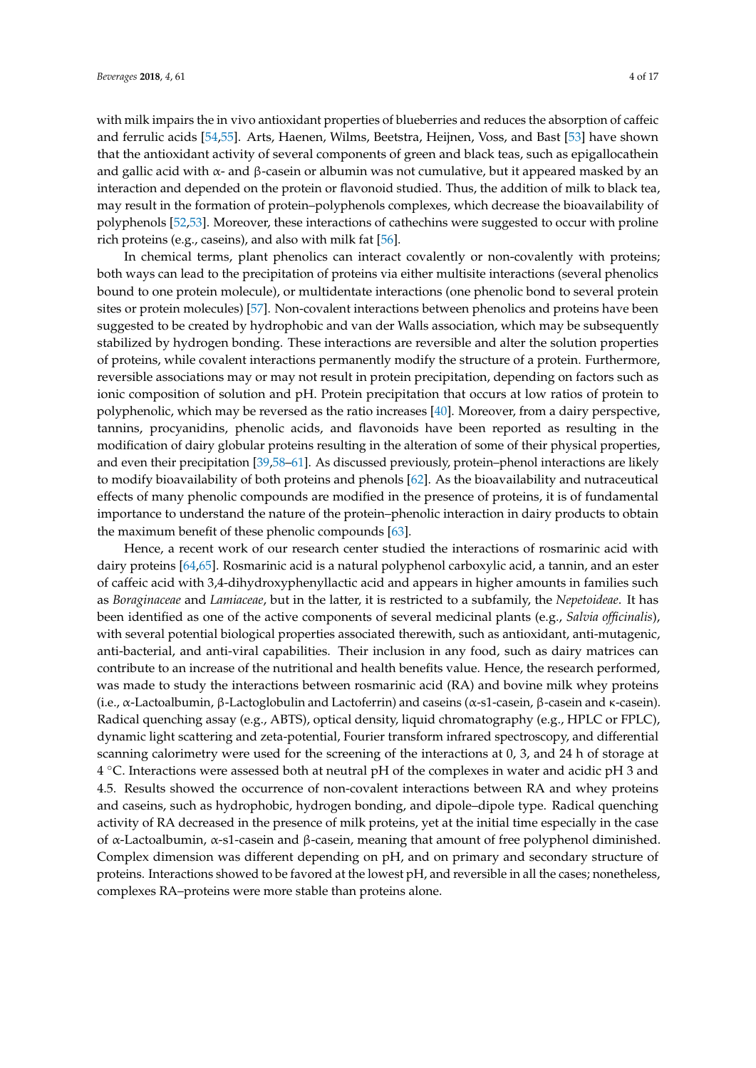with milk impairs the in vivo antioxidant properties of blueberries and reduces the absorption of caffeic and ferrulic acids [54,55]. Arts, Haenen, Wilms, Beetstra, Heijnen, Voss, and Bast [53] have shown that the antioxidant activity of several components of green and black teas, such as epigallocathein and gallic acid with α- and β-casein or albumin was not cumulative, but it appeared masked by an interaction and depended on the protein or flavonoid studied. Thus, the addition of milk to black tea, may result in the formation of protein–polyphenols complexes, which decrease the bioavailability of polyphenols [52,53]. Moreover, these interactions of cathechins were suggested to occur with proline rich proteins (e.g., caseins), and also with milk fat [56].

In chemical terms, plant phenolics can interact covalently or non-covalently with proteins; both ways can lead to the precipitation of proteins via either multisite interactions (several phenolics bound to one protein molecule), or multidentate interactions (one phenolic bond to several protein sites or protein molecules) [57]. Non-covalent interactions between phenolics and proteins have been suggested to be created by hydrophobic and van der Walls association, which may be subsequently stabilized by hydrogen bonding. These interactions are reversible and alter the solution properties of proteins, while covalent interactions permanently modify the structure of a protein. Furthermore, reversible associations may or may not result in protein precipitation, depending on factors such as ionic composition of solution and pH. Protein precipitation that occurs at low ratios of protein to polyphenolic, which may be reversed as the ratio increases [40]. Moreover, from a dairy perspective, tannins, procyanidins, phenolic acids, and flavonoids have been reported as resulting in the modification of dairy globular proteins resulting in the alteration of some of their physical properties, and even their precipitation [39,58–61]. As discussed previously, protein–phenol interactions are likely to modify bioavailability of both proteins and phenols [62]. As the bioavailability and nutraceutical effects of many phenolic compounds are modified in the presence of proteins, it is of fundamental importance to understand the nature of the protein–phenolic interaction in dairy products to obtain the maximum benefit of these phenolic compounds [63].

Hence, a recent work of our research center studied the interactions of rosmarinic acid with dairy proteins [64,65]. Rosmarinic acid is a natural polyphenol carboxylic acid, a tannin, and an ester of caffeic acid with 3,4-dihydroxyphenyllactic acid and appears in higher amounts in families such as *Boraginaceae* and *Lamiaceae*, but in the latter, it is restricted to a subfamily, the *Nepetoideae*. It has been identified as one of the active components of several medicinal plants (e.g., *Salvia officinalis*), with several potential biological properties associated therewith, such as antioxidant, anti-mutagenic, anti-bacterial, and anti-viral capabilities. Their inclusion in any food, such as dairy matrices can contribute to an increase of the nutritional and health benefits value. Hence, the research performed, was made to study the interactions between rosmarinic acid (RA) and bovine milk whey proteins (i.e., α-Lactoalbumin, β-Lactoglobulin and Lactoferrin) and caseins (α-s1-casein, β-casein and κ-casein). Radical quenching assay (e.g., ABTS), optical density, liquid chromatography (e.g., HPLC or FPLC), dynamic light scattering and zeta-potential, Fourier transform infrared spectroscopy, and differential scanning calorimetry were used for the screening of the interactions at 0, 3, and 24 h of storage at 4 °C. Interactions were assessed both at neutral pH of the complexes in water and acidic pH 3 and 4.5. Results showed the occurrence of non-covalent interactions between RA and whey proteins and caseins, such as hydrophobic, hydrogen bonding, and dipole–dipole type. Radical quenching activity of RA decreased in the presence of milk proteins, yet at the initial time especially in the case of α-Lactoalbumin, α-s1-casein and β-casein, meaning that amount of free polyphenol diminished. Complex dimension was different depending on pH, and on primary and secondary structure of proteins. Interactions showed to be favored at the lowest pH, and reversible in all the cases; nonetheless, complexes RA–proteins were more stable than proteins alone.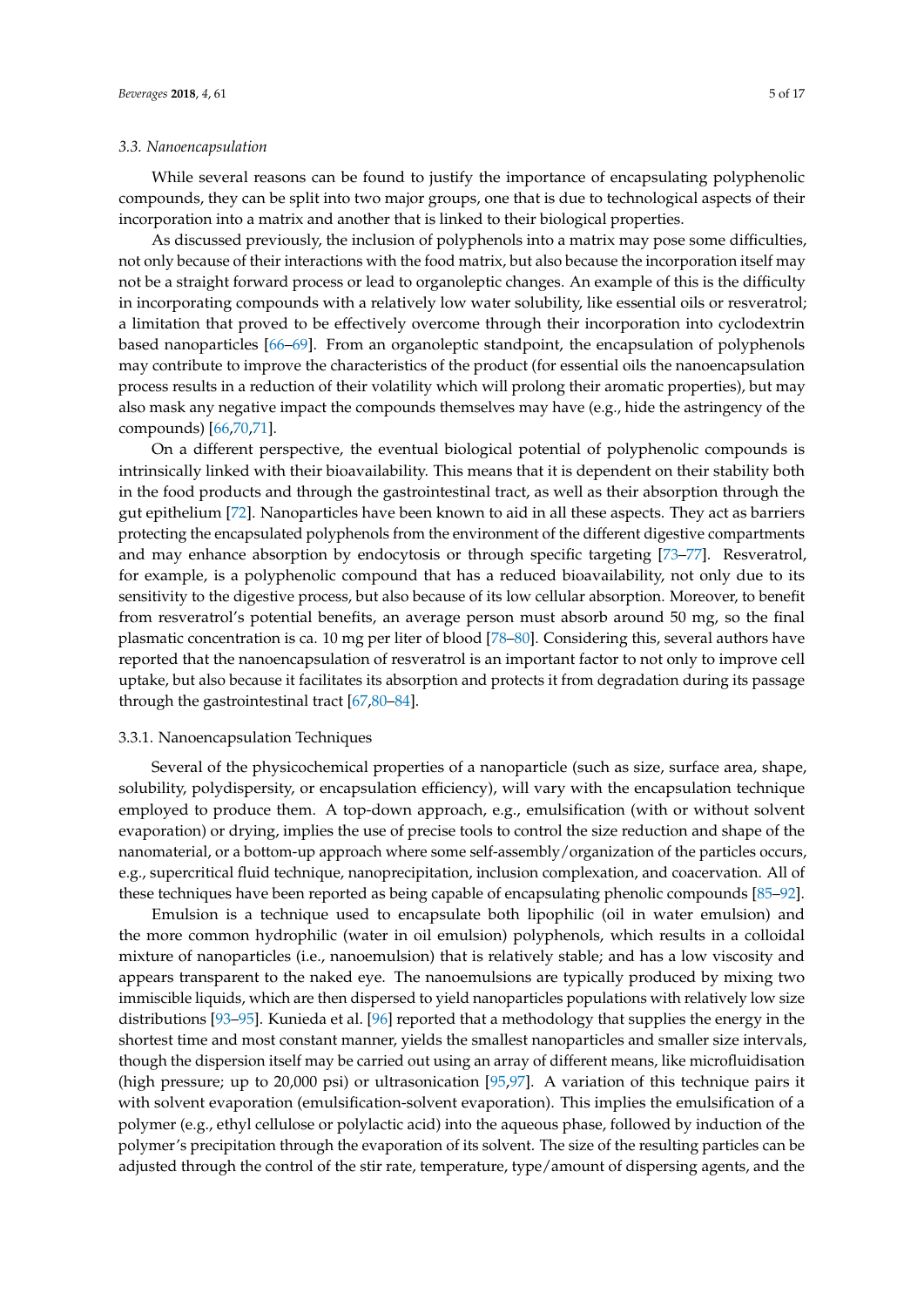### 3.3. Nanoencapsulation

While several reasons can be found to justify the importance of encapsulating polyphenolic compounds, they can be split into two major groups, one that is due to technological aspects of their incorporation into a matrix and another that is linked to their biological properties.

As discussed previously, the inclusion of polyphenols into a matrix may pose some difficulties, not only because of their interactions with the food matrix, but also because the incorporation itself may not be a straight forward process or lead to organoleptic changes. An example of this is the difficulty in incorporating compounds with a relatively low water solubility, like essential oils or resveratrol; a limitation that proved to be effectively overcome through their incorporation into cyclodextrin based nanoparticles [66–69]. From an organoleptic standpoint, the encapsulation of polyphenols may contribute to improve the characteristics of the product (for essential oils the nanoencapsulation process results in a reduction of their volatility which will prolong their aromatic properties), but may also mask any negative impact the compounds themselves may have (e.g., hide the astringency of the compounds) [66,70,71].

On a different perspective, the eventual biological potential of polyphenolic compounds is intrinsically linked with their bioavailability. This means that it is dependent on their stability both in the food products and through the gastrointestinal tract, as well as their absorption through the gut epithelium [72]. Nanoparticles have been known to aid in all these aspects. They act as barriers protecting the encapsulated polyphenols from the environment of the different digestive compartments and may enhance absorption by endocytosis or through specific targeting [73–77]. Resveratrol, for example, is a polyphenolic compound that has a reduced bioavailability, not only due to its sensitivity to the digestive process, but also because of its low cellular absorption. Moreover, to benefit from resveratrol's potential benefits, an average person must absorb around 50 mg, so the final plasmatic concentration is ca. 10 mg per liter of blood [78–80]. Considering this, several authors have reported that the nanoencapsulation of resveratrol is an important factor to not only to improve cell uptake, but also because it facilitates its absorption and protects it from degradation during its passage through the gastrointestinal tract [67,80–84].

#### 3.3.1. Nanoencapsulation Techniques

Several of the physicochemical properties of a nanoparticle (such as size, surface area, shape, solubility, polydispersity, or encapsulation efficiency), will vary with the encapsulation technique employed to produce them. A top-down approach, e.g., emulsification (with or without solvent evaporation) or drying, implies the use of precise tools to control the size reduction and shape of the nanomaterial, or a bottom-up approach where some self-assembly/organization of the particles occurs, e.g., supercritical fluid technique, nanoprecipitation, inclusion complexation, and coacervation. All of these techniques have been reported as being capable of encapsulating phenolic compounds [85–92].

Emulsion is a technique used to encapsulate both lipophilic (oil in water emulsion) and the more common hydrophilic (water in oil emulsion) polyphenols, which results in a colloidal mixture of nanoparticles (i.e., nanoemulsion) that is relatively stable; and has a low viscosity and appears transparent to the naked eye. The nanoemulsions are typically produced by mixing two immiscible liquids, which are then dispersed to yield nanoparticles populations with relatively low size distributions [93–95]. Kunieda et al. [96] reported that a methodology that supplies the energy in the shortest time and most constant manner, yields the smallest nanoparticles and smaller size intervals, though the dispersion itself may be carried out using an array of different means, like microfluidisation (high pressure; up to 20,000 psi) or ultrasonication [95,97]. A variation of this technique pairs it with solvent evaporation (emulsification-solvent evaporation). This implies the emulsification of a polymer (e.g., ethyl cellulose or polylactic acid) into the aqueous phase, followed by induction of the polymer's precipitation through the evaporation of its solvent. The size of the resulting particles can be adjusted through the control of the stir rate, temperature, type/amount of dispersing agents, and the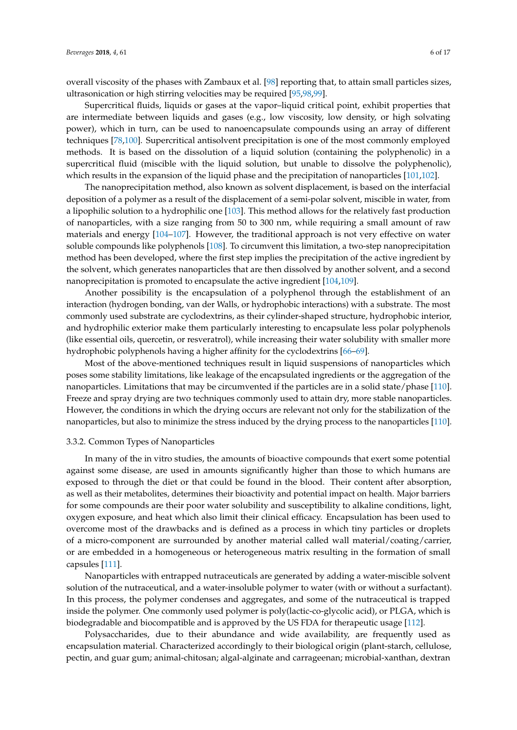overall viscosity of the phases with Zambaux et al. [98] reporting that, to attain small particles sizes, ultrasonication or high stirring velocities may be required [95,98,99].

Supercritical fluids, liquids or gases at the vapor–liquid critical point, exhibit properties that are intermediate between liquids and gases (e.g., low viscosity, low density, or high solvating power), which in turn, can be used to nanoencapsulate compounds using an array of different techniques [78,100]. Supercritical antisolvent precipitation is one of the most commonly employed methods. It is based on the dissolution of a liquid solution (containing the polyphenolic) in a supercritical fluid (miscible with the liquid solution, but unable to dissolve the polyphenolic), which results in the expansion of the liquid phase and the precipitation of nanoparticles [101,102].

The nanoprecipitation method, also known as solvent displacement, is based on the interfacial deposition of a polymer as a result of the displacement of a semi-polar solvent, miscible in water, from a lipophilic solution to a hydrophilic one [103]. This method allows for the relatively fast production of nanoparticles, with a size ranging from 50 to 300 nm, while requiring a small amount of raw materials and energy [104–107]. However, the traditional approach is not very effective on water soluble compounds like polyphenols [108]. To circumvent this limitation, a two-step nanoprecipitation method has been developed, where the first step implies the precipitation of the active ingredient by the solvent, which generates nanoparticles that are then dissolved by another solvent, and a second nanoprecipitation is promoted to encapsulate the active ingredient [104,109].

Another possibility is the encapsulation of a polyphenol through the establishment of an interaction (hydrogen bonding, van der Walls, or hydrophobic interactions) with a substrate. The most commonly used substrate are cyclodextrins, as their cylinder-shaped structure, hydrophobic interior, and hydrophilic exterior make them particularly interesting to encapsulate less polar polyphenols (like essential oils, quercetin, or resveratrol), while increasing their water solubility with smaller more hydrophobic polyphenols having a higher affinity for the cyclodextrins [66–69].

Most of the above-mentioned techniques result in liquid suspensions of nanoparticles which poses some stability limitations, like leakage of the encapsulated ingredients or the aggregation of the nanoparticles. Limitations that may be circumvented if the particles are in a solid state/phase [110]. Freeze and spray drying are two techniques commonly used to attain dry, more stable nanoparticles. However, the conditions in which the drying occurs are relevant not only for the stabilization of the nanoparticles, but also to minimize the stress induced by the drying process to the nanoparticles [110].

#### 3.3.2. Common Types of Nanoparticles

In many of the in vitro studies, the amounts of bioactive compounds that exert some potential against some disease, are used in amounts significantly higher than those to which humans are exposed to through the diet or that could be found in the blood. Their content after absorption, as well as their metabolites, determines their bioactivity and potential impact on health. Major barriers for some compounds are their poor water solubility and susceptibility to alkaline conditions, light, oxygen exposure, and heat which also limit their clinical efficacy. Encapsulation has been used to overcome most of the drawbacks and is defined as a process in which tiny particles or droplets of a micro-component are surrounded by another material called wall material/coating/carrier, or are embedded in a homogeneous or heterogeneous matrix resulting in the formation of small capsules [111].

Nanoparticles with entrapped nutraceuticals are generated by adding a water-miscible solvent solution of the nutraceutical, and a water-insoluble polymer to water (with or without a surfactant). In this process, the polymer condenses and aggregates, and some of the nutraceutical is trapped inside the polymer. One commonly used polymer is poly(lactic-co-glycolic acid), or PLGA, which is biodegradable and biocompatible and is approved by the US FDA for therapeutic usage [112].

Polysaccharides, due to their abundance and wide availability, are frequently used as encapsulation material. Characterized accordingly to their biological origin (plant-starch, cellulose, pectin, and guar gum; animal-chitosan; algal-alginate and carrageenan; microbial-xanthan, dextran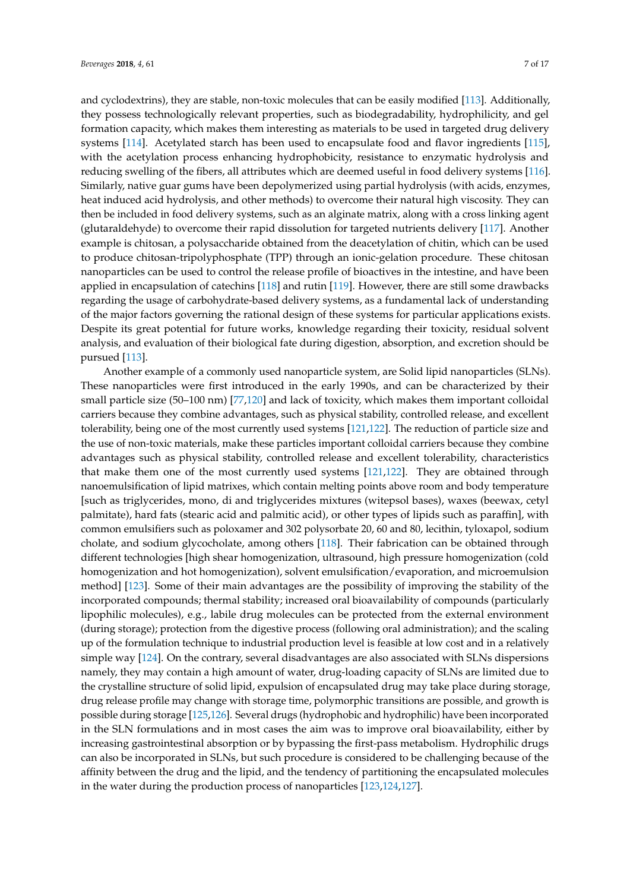and cyclodextrins), they are stable, non-toxic molecules that can be easily modified [113]. Additionally, they possess technologically relevant properties, such as biodegradability, hydrophilicity, and gel formation capacity, which makes them interesting as materials to be used in targeted drug delivery systems [114]. Acetylated starch has been used to encapsulate food and flavor ingredients [115], with the acetylation process enhancing hydrophobicity, resistance to enzymatic hydrolysis and reducing swelling of the fibers, all attributes which are deemed useful in food delivery systems [116]. Similarly, native guar gums have been depolymerized using partial hydrolysis (with acids, enzymes, heat induced acid hydrolysis, and other methods) to overcome their natural high viscosity. They can then be included in food delivery systems, such as an alginate matrix, along with a cross linking agent (glutaraldehyde) to overcome their rapid dissolution for targeted nutrients delivery [117]. Another example is chitosan, a polysaccharide obtained from the deacetylation of chitin, which can be used to produce chitosan-tripolyphosphate (TPP) through an ionic-gelation procedure. These chitosan nanoparticles can be used to control the release profile of bioactives in the intestine, and have been applied in encapsulation of catechins [118] and rutin [119]. However, there are still some drawbacks regarding the usage of carbohydrate-based delivery systems, as a fundamental lack of understanding of the major factors governing the rational design of these systems for particular applications exists. Despite its great potential for future works, knowledge regarding their toxicity, residual solvent analysis, and evaluation of their biological fate during digestion, absorption, and excretion should be pursued [113].

Another example of a commonly used nanoparticle system, are Solid lipid nanoparticles (SLNs). These nanoparticles were first introduced in the early 1990s, and can be characterized by their small particle size (50–100 nm) [77,120] and lack of toxicity, which makes them important colloidal carriers because they combine advantages, such as physical stability, controlled release, and excellent tolerability, being one of the most currently used systems [121,122]. The reduction of particle size and the use of non-toxic materials, make these particles important colloidal carriers because they combine advantages such as physical stability, controlled release and excellent tolerability, characteristics that make them one of the most currently used systems [121,122]. They are obtained through nanoemulsification of lipid matrixes, which contain melting points above room and body temperature [such as triglycerides, mono, di and triglycerides mixtures (witepsol bases), waxes (beewax, cetyl palmitate), hard fats (stearic acid and palmitic acid), or other types of lipids such as paraffin], with common emulsifiers such as poloxamer and 302 polysorbate 20, 60 and 80, lecithin, tyloxapol, sodium cholate, and sodium glycocholate, among others [118]. Their fabrication can be obtained through different technologies [high shear homogenization, ultrasound, high pressure homogenization (cold homogenization and hot homogenization), solvent emulsification/evaporation, and microemulsion method] [123]. Some of their main advantages are the possibility of improving the stability of the incorporated compounds; thermal stability; increased oral bioavailability of compounds (particularly lipophilic molecules), e.g., labile drug molecules can be protected from the external environment (during storage); protection from the digestive process (following oral administration); and the scaling up of the formulation technique to industrial production level is feasible at low cost and in a relatively simple way [124]. On the contrary, several disadvantages are also associated with SLNs dispersions namely, they may contain a high amount of water, drug-loading capacity of SLNs are limited due to the crystalline structure of solid lipid, expulsion of encapsulated drug may take place during storage, drug release profile may change with storage time, polymorphic transitions are possible, and growth is possible during storage [125,126]. Several drugs (hydrophobic and hydrophilic) have been incorporated in the SLN formulations and in most cases the aim was to improve oral bioavailability, either by increasing gastrointestinal absorption or by bypassing the first-pass metabolism. Hydrophilic drugs can also be incorporated in SLNs, but such procedure is considered to be challenging because of the affinity between the drug and the lipid, and the tendency of partitioning the encapsulated molecules in the water during the production process of nanoparticles [123,124,127].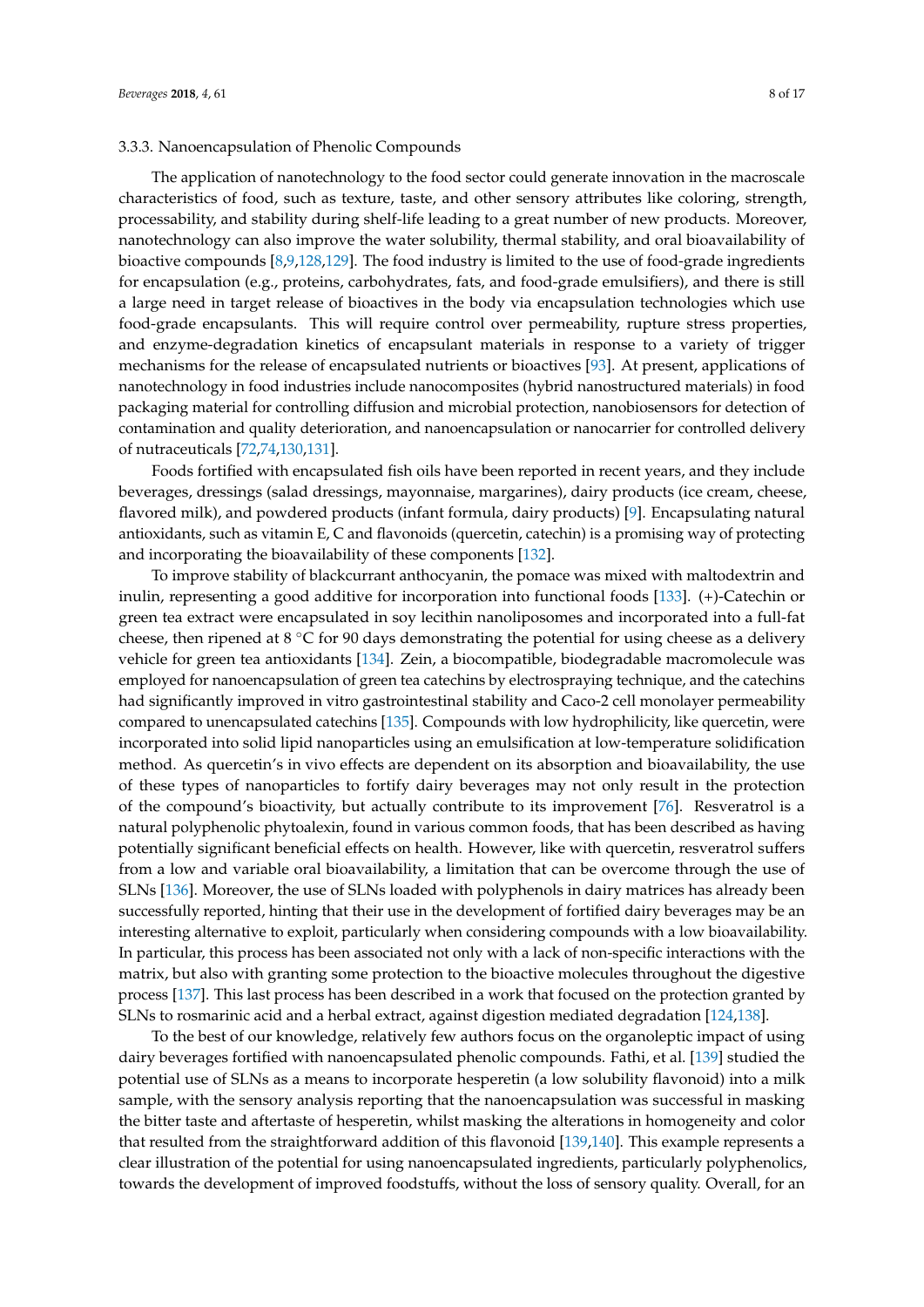#### 3.3.3. Nanoencapsulation of Phenolic Compounds

The application of nanotechnology to the food sector could generate innovation in the macroscale characteristics of food, such as texture, taste, and other sensory attributes like coloring, strength, processability, and stability during shelf-life leading to a great number of new products. Moreover, nanotechnology can also improve the water solubility, thermal stability, and oral bioavailability of bioactive compounds [8,9,128,129]. The food industry is limited to the use of food-grade ingredients for encapsulation (e.g., proteins, carbohydrates, fats, and food-grade emulsifiers), and there is still a large need in target release of bioactives in the body via encapsulation technologies which use food-grade encapsulants. This will require control over permeability, rupture stress properties, and enzyme-degradation kinetics of encapsulant materials in response to a variety of trigger mechanisms for the release of encapsulated nutrients or bioactives [93]. At present, applications of nanotechnology in food industries include nanocomposites (hybrid nanostructured materials) in food packaging material for controlling diffusion and microbial protection, nanobiosensors for detection of contamination and quality deterioration, and nanoencapsulation or nanocarrier for controlled delivery of nutraceuticals [72,74,130,131].

Foods fortified with encapsulated fish oils have been reported in recent years, and they include beverages, dressings (salad dressings, mayonnaise, margarines), dairy products (ice cream, cheese, flavored milk), and powdered products (infant formula, dairy products) [9]. Encapsulating natural antioxidants, such as vitamin E, C and flavonoids (quercetin, catechin) is a promising way of protecting and incorporating the bioavailability of these components [132].

To improve stability of blackcurrant anthocyanin, the pomace was mixed with maltodextrin and inulin, representing a good additive for incorporation into functional foods [133]. (+)-Catechin or green tea extract were encapsulated in soy lecithin nanoliposomes and incorporated into a full-fat cheese, then ripened at 8 °C for 90 days demonstrating the potential for using cheese as a delivery vehicle for green tea antioxidants [134]. Zein, a biocompatible, biodegradable macromolecule was employed for nanoencapsulation of green tea catechins by electrospraying technique, and the catechins had significantly improved in vitro gastrointestinal stability and Caco-2 cell monolayer permeability compared to unencapsulated catechins [135]. Compounds with low hydrophilicity, like quercetin, were incorporated into solid lipid nanoparticles using an emulsification at low-temperature solidification method. As quercetin's in vivo effects are dependent on its absorption and bioavailability, the use of these types of nanoparticles to fortify dairy beverages may not only result in the protection of the compound's bioactivity, but actually contribute to its improvement [76]. Resveratrol is a natural polyphenolic phytoalexin, found in various common foods, that has been described as having potentially significant beneficial effects on health. However, like with quercetin, resveratrol suffers from a low and variable oral bioavailability, a limitation that can be overcome through the use of SLNs [136]. Moreover, the use of SLNs loaded with polyphenols in dairy matrices has already been successfully reported, hinting that their use in the development of fortified dairy beverages may be an interesting alternative to exploit, particularly when considering compounds with a low bioavailability. In particular, this process has been associated not only with a lack of non-specific interactions with the matrix, but also with granting some protection to the bioactive molecules throughout the digestive process [137]. This last process has been described in a work that focused on the protection granted by SLNs to rosmarinic acid and a herbal extract, against digestion mediated degradation [124,138].

To the best of our knowledge, relatively few authors focus on the organoleptic impact of using dairy beverages fortified with nanoencapsulated phenolic compounds. Fathi, et al. [139] studied the potential use of SLNs as a means to incorporate hesperetin (a low solubility flavonoid) into a milk sample, with the sensory analysis reporting that the nanoencapsulation was successful in masking the bitter taste and aftertaste of hesperetin, whilst masking the alterations in homogeneity and color that resulted from the straightforward addition of this flavonoid [139,140]. This example represents a clear illustration of the potential for using nanoencapsulated ingredients, particularly polyphenolics, towards the development of improved foodstuffs, without the loss of sensory quality. Overall, for an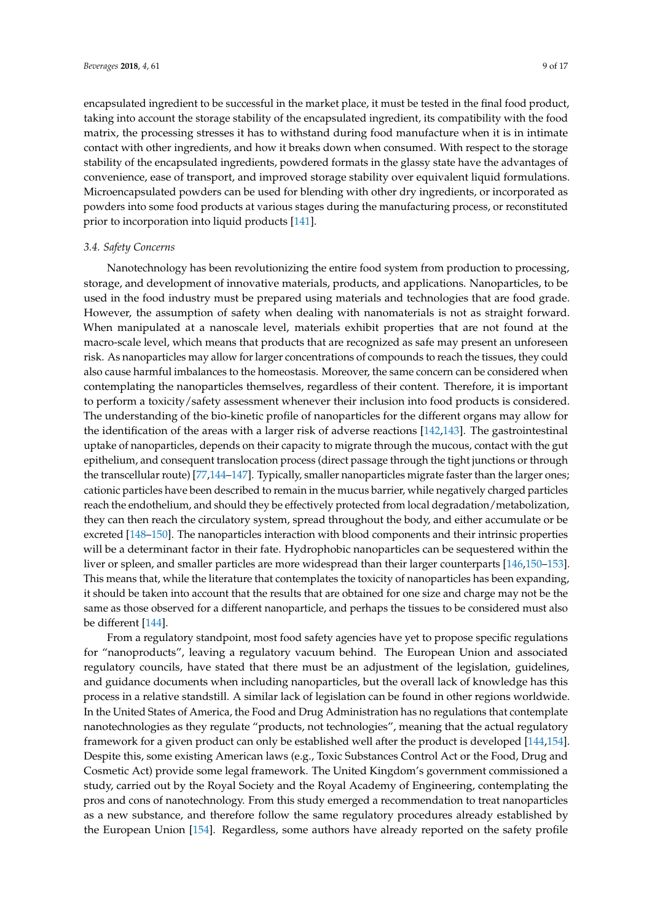encapsulated ingredient to be successful in the market place, it must be tested in the final food product, taking into account the storage stability of the encapsulated ingredient, its compatibility with the food matrix, the processing stresses it has to withstand during food manufacture when it is in intimate contact with other ingredients, and how it breaks down when consumed. With respect to the storage stability of the encapsulated ingredients, powdered formats in the glassy state have the advantages of convenience, ease of transport, and improved storage stability over equivalent liquid formulations. Microencapsulated powders can be used for blending with other dry ingredients, or incorporated as powders into some food products at various stages during the manufacturing process, or reconstituted prior to incorporation into liquid products [141].

### 3.4. Safety Concerns

Nanotechnology has been revolutionizing the entire food system from production to processing, storage, and development of innovative materials, products, and applications. Nanoparticles, to be used in the food industry must be prepared using materials and technologies that are food grade. However, the assumption of safety when dealing with nanomaterials is not as straight forward. When manipulated at a nanoscale level, materials exhibit properties that are not found at the macro-scale level, which means that products that are recognized as safe may present an unforeseen risk. As nanoparticles may allow for larger concentrations of compounds to reach the tissues, they could also cause harmful imbalances to the homeostasis. Moreover, the same concern can be considered when contemplating the nanoparticles themselves, regardless of their content. Therefore, it is important to perform a toxicity/safety assessment whenever their inclusion into food products is considered. The understanding of the bio-kinetic profile of nanoparticles for the different organs may allow for the identification of the areas with a larger risk of adverse reactions [142,143]. The gastrointestinal uptake of nanoparticles, depends on their capacity to migrate through the mucous, contact with the gut epithelium, and consequent translocation process (direct passage through the tight junctions or through the transcellular route) [77,144–147]. Typically, smaller nanoparticles migrate faster than the larger ones; cationic particles have been described to remain in the mucus barrier, while negatively charged particles reach the endothelium, and should they be effectively protected from local degradation/metabolization, they can then reach the circulatory system, spread throughout the body, and either accumulate or be excreted [148–150]. The nanoparticles interaction with blood components and their intrinsic properties will be a determinant factor in their fate. Hydrophobic nanoparticles can be sequestered within the liver or spleen, and smaller particles are more widespread than their larger counterparts [146,150–153]. This means that, while the literature that contemplates the toxicity of nanoparticles has been expanding, it should be taken into account that the results that are obtained for one size and charge may not be the same as those observed for a different nanoparticle, and perhaps the tissues to be considered must also be different [144].

From a regulatory standpoint, most food safety agencies have yet to propose specific regulations for "nanoproducts", leaving a regulatory vacuum behind. The European Union and associated regulatory councils, have stated that there must be an adjustment of the legislation, guidelines, and guidance documents when including nanoparticles, but the overall lack of knowledge has this process in a relative standstill. A similar lack of legislation can be found in other regions worldwide. In the United States of America, the Food and Drug Administration has no regulations that contemplate nanotechnologies as they regulate "products, not technologies", meaning that the actual regulatory framework for a given product can only be established well after the product is developed [144,154]. Despite this, some existing American laws (e.g., Toxic Substances Control Act or the Food, Drug and Cosmetic Act) provide some legal framework. The United Kingdom's government commissioned a study, carried out by the Royal Society and the Royal Academy of Engineering, contemplating the pros and cons of nanotechnology. From this study emerged a recommendation to treat nanoparticles as a new substance, and therefore follow the same regulatory procedures already established by the European Union [154]. Regardless, some authors have already reported on the safety profile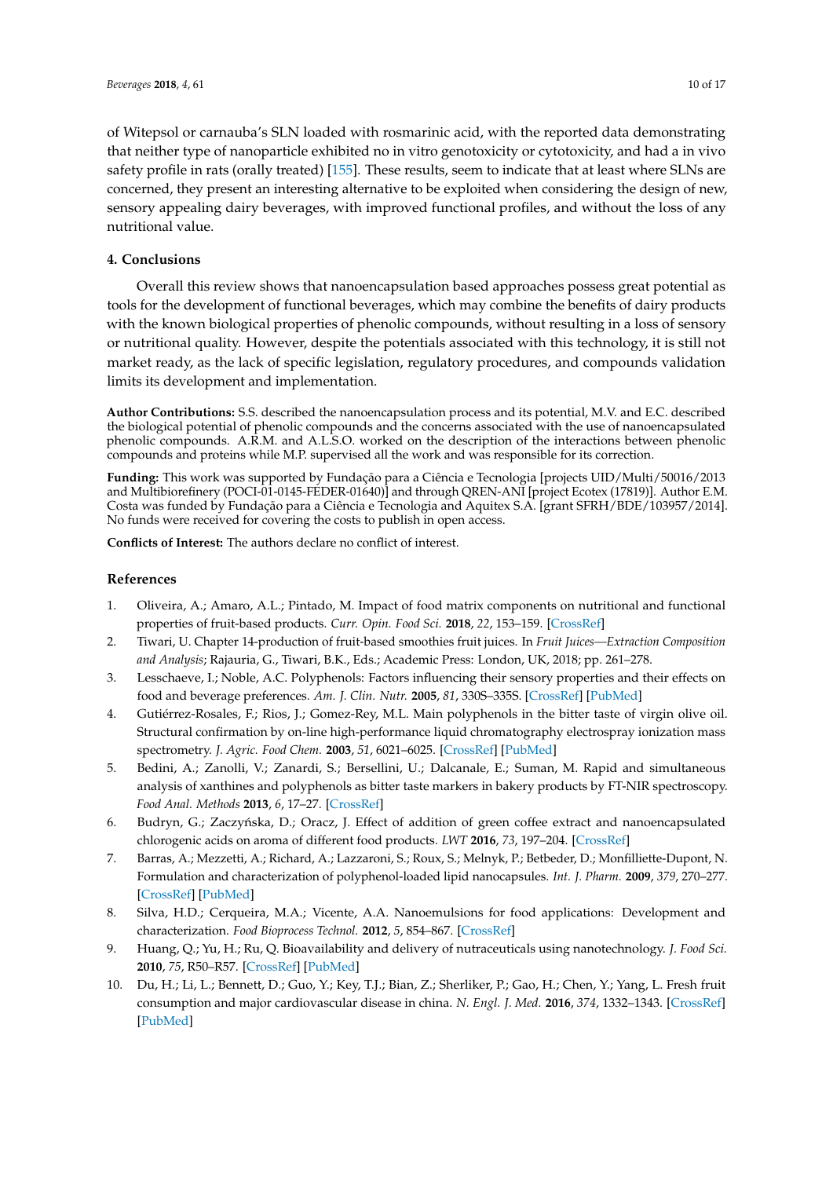of Witepsol or carnauba's SLN loaded with rosmarinic acid, with the reported data demonstrating that neither type of nanoparticle exhibited no in vitro genotoxicity or cytotoxicity, and had a in vivo safety profile in rats (orally treated) [155]. These results, seem to indicate that at least where SLNs are concerned, they present an interesting alternative to be exploited when considering the design of new, sensory appealing dairy beverages, with improved functional profiles, and without the loss of any nutritional value.

## 4. Conclusions

Overall this review shows that nanoencapsulation based approaches possess great potential as tools for the development of functional beverages, which may combine the benefits of dairy products with the known biological properties of phenolic compounds, without resulting in a loss of sensory or nutritional quality. However, despite the potentials associated with this technology, it is still not market ready, as the lack of specific legislation, regulatory procedures, and compounds validation limits its development and implementation.

**Author Contributions:** S.S. described the nanoencapsulation process and its potential, M.V. and E.C. described the biological potential of phenolic compounds and the concerns associated with the use of nanoencapsulated phenolic compounds. A.R.M. and A.L.S.O. worked on the description of the interactions between phenolic compounds and proteins while M.P. supervised all the work and was responsible for its correction.

**Funding:** This work was supported by Fundação para a Ciência e Tecnologia [projects UID/Multi/50016/2013 and Multibiorefinery (POCI-01-0145-FEDER-01640)] and through QREN-ANI [project Ecotex (17819)]. Author E.M. Costa was funded by Fundação para a Ciência e Tecnologia and Aquitex S.A. [grant SFRH/BDE/103957/2014]. No funds were received for covering the costs to publish in open access.

**Conflicts of Interest:** The authors declare no conflict of interest.

## References

1. Oliveira, A.; Amaro, A.L.; Pintado, M. Impact of food matrix components on nutritional and functional properties of fruit-based products. *Curr. Opin. Food Sci.* **2018**, *22*, 153–159. [CrossRef]
2. Tiwari, U. Chapter 14-production of fruit-based smoothies fruit juices. In *Fruit Juices—Extraction Composition and Analysis*; Rajauria, G., Tiwari, B.K., Eds.; Academic Press: London, UK, 2018; pp. 261–278.
3. Lesschaeve, I.; Noble, A.C. Polyphenols: Factors influencing their sensory properties and their effects on food and beverage preferences. *Am. J. Clin. Nutr.* **2005**, *81*, 330S–335S. [CrossRef] [PubMed]
4. Gutiérrez-Rosales, F.; Rios, J.; Gomez-Rey, M.L. Main polyphenols in the bitter taste of virgin olive oil. Structural confirmation by on-line high-performance liquid chromatography electrospray ionization mass spectrometry. *J. Agric. Food Chem.* **2003**, *51*, 6021–6025. [CrossRef] [PubMed]
5. Bedini, A.; Zanolli, V.; Zanardi, S.; Bersellini, U.; Dalcanale, E.; Suman, M. Rapid and simultaneous analysis of xanthines and polyphenols as bitter taste markers in bakery products by FT-NIR spectroscopy. *Food Anal. Methods* **2013**, *6*, 17–27. [CrossRef]
6. Budryn, G.; Zaczyńska, D.; Oracz, J. Effect of addition of green coffee extract and nanoencapsulated chlorogenic acids on aroma of different food products. *LWT* **2016**, *73*, 197–204. [CrossRef]
7. Barras, A.; Mezzetti, A.; Richard, A.; Lazzaroni, S.; Roux, S.; Melnyk, P.; Betbeder, D.; Monfilliette-Dupont, N. Formulation and characterization of polyphenol-loaded lipid nanocapsules. *Int. J. Pharm.* **2009**, *379*, 270–277. [CrossRef] [PubMed]
8. Silva, H.D.; Cerqueira, M.A.; Vicente, A.A. Nanoemulsions for food applications: Development and characterization. *Food Bioprocess Technol.* **2012**, *5*, 854–867. [CrossRef]
9. Huang, Q.; Yu, H.; Ru, Q. Bioavailability and delivery of nutraceuticals using nanotechnology. *J. Food Sci.* **2010**, *75*, R50–R57. [CrossRef] [PubMed]
10. Du, H.; Li, L.; Bennett, D.; Guo, Y.; Key, T.J.; Bian, Z.; Sherliker, P.; Gao, H.; Chen, Y.; Yang, L. Fresh fruit consumption and major cardiovascular disease in china. *N. Engl. J. Med.* **2016**, *374*, 1332–1343. [CrossRef] [PubMed]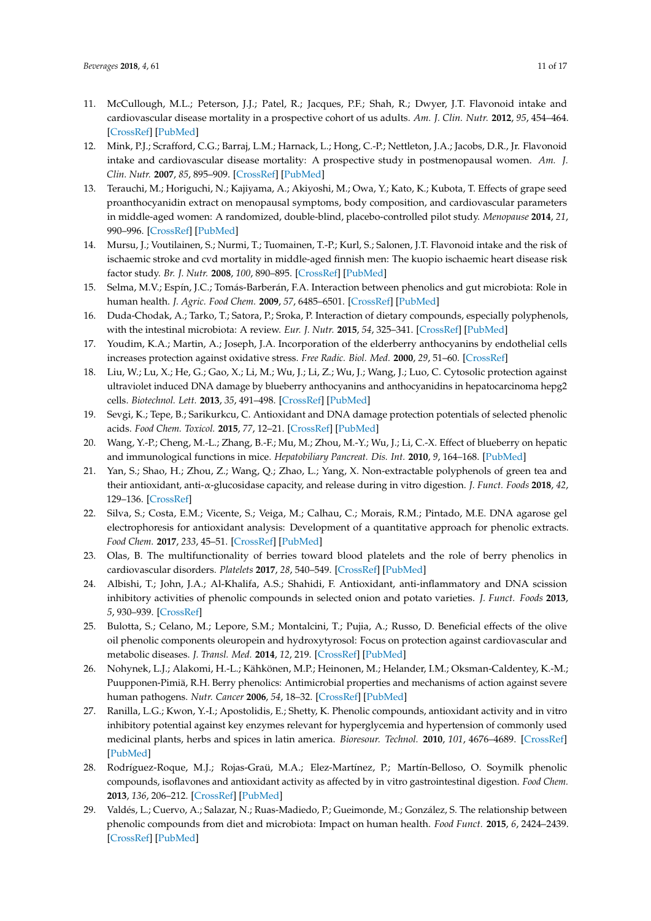11. McCullough, M.L.; Peterson, J.J.; Patel, R.; Jacques, P.F.; Shah, R.; Dwyer, J.T. Flavonoid intake and cardiovascular disease mortality in a prospective cohort of us adults. *Am. J. Clin. Nutr.* **2012**, *95*, 454–464. [CrossRef] [PubMed]
12. Mink, P.J.; Scrafford, C.G.; Barraj, L.M.; Harnack, L.; Hong, C.-P.; Nettleton, J.A.; Jacobs, D.R., Jr. Flavonoid intake and cardiovascular disease mortality: A prospective study in postmenopausal women. *Am. J. Clin. Nutr.* **2007**, *85*, 895–909. [CrossRef] [PubMed]
13. Terauchi, M.; Horiguchi, N.; Kajiyama, A.; Akiyoshi, M.; Owa, Y.; Kato, K.; Kubota, T. Effects of grape seed proanthocyanidin extract on menopausal symptoms, body composition, and cardiovascular parameters in middle-aged women: A randomized, double-blind, placebo-controlled pilot study. *Menopause* **2014**, *21*, 990–996. [CrossRef] [PubMed]
14. Mursu, J.; Voutilainen, S.; Nurmi, T.; Tuomainen, T.-P.; Kurl, S.; Salonen, J.T. Flavonoid intake and the risk of ischaemic stroke and cvd mortality in middle-aged finnish men: The kuopio ischaemic heart disease risk factor study. *Br. J. Nutr.* **2008**, *100*, 890–895. [CrossRef] [PubMed]
15. Selma, M.V.; Espín, J.C.; Tomás-Barberán, F.A. Interaction between phenolics and gut microbiota: Role in human health. *J. Agric. Food Chem.* **2009**, *57*, 6485–6501. [CrossRef] [PubMed]
16. Duda-Chodak, A.; Tarko, T.; Satora, P.; Sroka, P. Interaction of dietary compounds, especially polyphenols, with the intestinal microbiota: A review. *Eur. J. Nutr.* **2015**, *54*, 325–341. [CrossRef] [PubMed]
17. Youdim, K.A.; Martin, A.; Joseph, J.A. Incorporation of the elderberry anthocyanins by endothelial cells increases protection against oxidative stress. *Free Radic. Biol. Med.* **2000**, *29*, 51–60. [CrossRef]
18. Liu, W.; Lu, X.; He, G.; Gao, X.; Li, M.; Wu, J.; Li, Z.; Wu, J.; Wang, J.; Luo, C. Cytosolic protection against ultraviolet induced DNA damage by blueberry anthocyanins and anthocyanidins in hepatocarcinoma hepg2 cells. *Biotechnol. Lett.* **2013**, *35*, 491–498. [CrossRef] [PubMed]
19. Sevgi, K.; Tepe, B.; Sarikurkcu, C. Antioxidant and DNA damage protection potentials of selected phenolic acids. *Food Chem. Toxicol.* **2015**, *77*, 12–21. [CrossRef] [PubMed]
20. Wang, Y.-P.; Cheng, M.-L.; Zhang, B.-F.; Mu, M.; Zhou, M.-Y.; Wu, J.; Li, C.-X. Effect of blueberry on hepatic and immunological functions in mice. *Hepatobiliary Pancreat. Dis. Int.* **2010**, *9*, 164–168. [PubMed]
21. Yan, S.; Shao, H.; Zhou, Z.; Wang, Q.; Zhao, L.; Yang, X. Non-extractable polyphenols of green tea and their antioxidant, anti-α-glucosidase capacity, and release during in vitro digestion. *J. Funct. Foods* **2018**, *42*, 129–136. [CrossRef]
22. Silva, S.; Costa, E.M.; Vicente, S.; Veiga, M.; Calhau, C.; Morais, R.M.; Pintado, M.E. DNA agarose gel electrophoresis for antioxidant analysis: Development of a quantitative approach for phenolic extracts. *Food Chem.* **2017**, *233*, 45–51. [CrossRef] [PubMed]
23. Olas, B. The multifunctionality of berries toward blood platelets and the role of berry phenolics in cardiovascular disorders. *Platelets* **2017**, *28*, 540–549. [CrossRef] [PubMed]
24. Albishi, T.; John, J.A.; Al-Khalifa, A.S.; Shahidi, F. Antioxidant, anti-inflammatory and DNA scission inhibitory activities of phenolic compounds in selected onion and potato varieties. *J. Funct. Foods* **2013**, *5*, 930–939. [CrossRef]
25. Bulotta, S.; Celano, M.; Lepore, S.M.; Montalcini, T.; Pujia, A.; Russo, D. Beneficial effects of the olive oil phenolic components oleuropein and hydroxytyrosol: Focus on protection against cardiovascular and metabolic diseases. *J. Transl. Med.* **2014**, *12*, 219. [CrossRef] [PubMed]
26. Nohynek, L.J.; Alakomi, H.-L.; Kähkönen, M.P.; Heinonen, M.; Helander, I.M.; Oksman-Caldentey, K.-M.; Puupponen-Pimiä, R.H. Berry phenolics: Antimicrobial properties and mechanisms of action against severe human pathogens. *Nutr. Cancer* **2006**, *54*, 18–32. [CrossRef] [PubMed]
27. Ranilla, L.G.; Kwon, Y.-I.; Apostolidis, E.; Shetty, K. Phenolic compounds, antioxidant activity and in vitro inhibitory potential against key enzymes relevant for hyperglycemia and hypertension of commonly used medicinal plants, herbs and spices in latin america. *Bioresour. Technol.* **2010**, *101*, 4676–4689. [CrossRef] [PubMed]
28. Rodríguez-Roque, M.J.; Rojas-Graü, M.A.; Elez-Martínez, P.; Martín-Belloso, O. Soymilk phenolic compounds, isoflavones and antioxidant activity as affected by in vitro gastrointestinal digestion. *Food Chem.* **2013**, *136*, 206–212. [CrossRef] [PubMed]
29. Valdés, L.; Cuervo, A.; Salazar, N.; Ruas-Madiedo, P.; Gueimonde, M.; González, S. The relationship between phenolic compounds from diet and microbiota: Impact on human health. *Food Funct.* **2015**, *6*, 2424–2439. [CrossRef] [PubMed]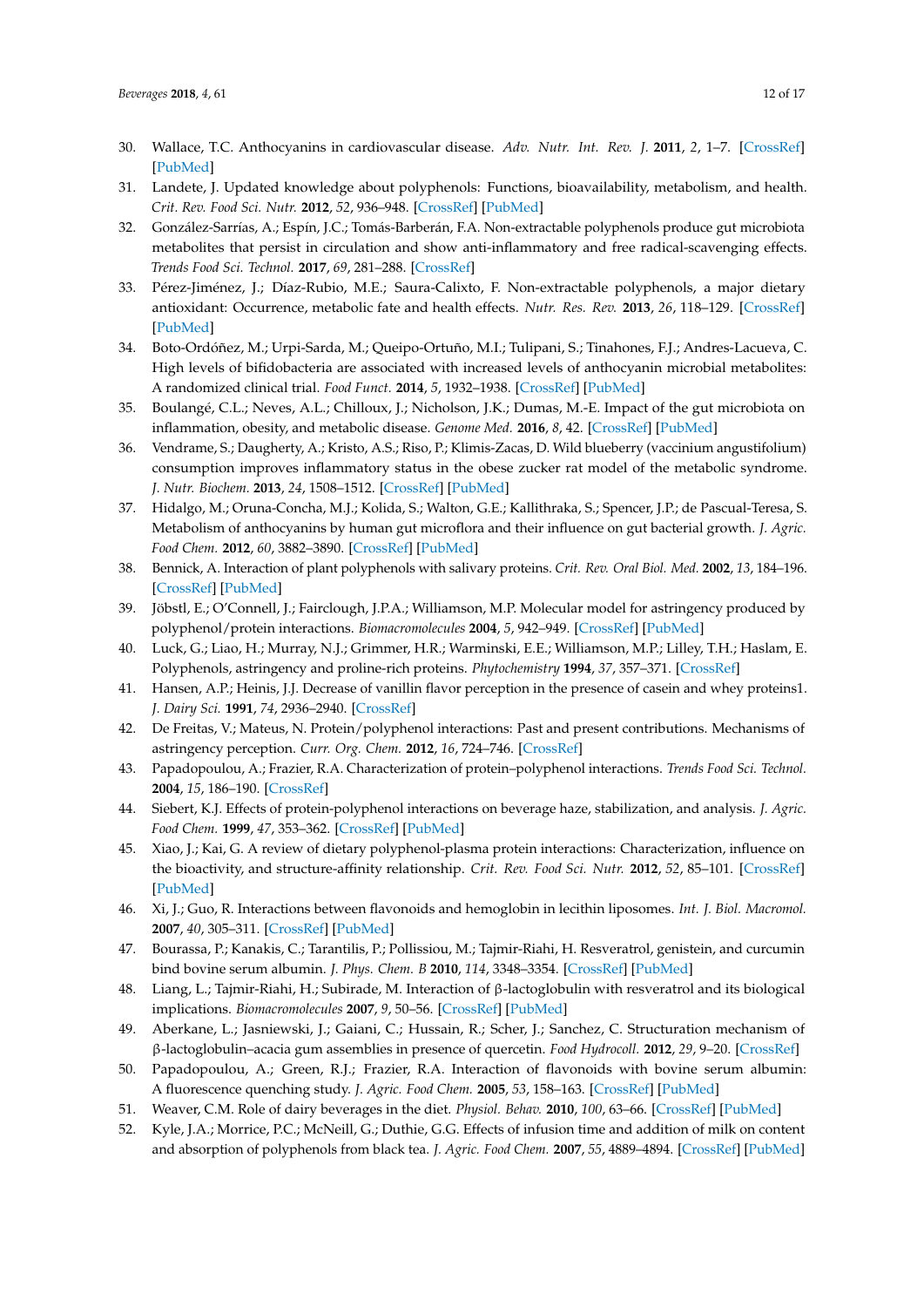30. Wallace, T.C. Anthocyanins in cardiovascular disease. *Adv. Nutr. Int. Rev. J.* **2011**, *2*, 1–7. [CrossRef] [PubMed]
31. Landete, J. Updated knowledge about polyphenols: Functions, bioavailability, metabolism, and health. *Crit. Rev. Food Sci. Nutr.* **2012**, *52*, 936–948. [CrossRef] [PubMed]
32. González-Sarrías, A.; Espín, J.C.; Tomás-Barberán, F.A. Non-extractable polyphenols produce gut microbiota metabolites that persist in circulation and show anti-inflammatory and free radical-scavenging effects. *Trends Food Sci. Technol.* **2017**, *69*, 281–288. [CrossRef]
33. Pérez-Jiménez, J.; Díaz-Rubio, M.E.; Saura-Calixto, F. Non-extractable polyphenols, a major dietary antioxidant: Occurrence, metabolic fate and health effects. *Nutr. Res. Rev.* **2013**, *26*, 118–129. [CrossRef] [PubMed]
34. Boto-Ordóñez, M.; Urpi-Sarda, M.; Queipo-Ortuño, M.I.; Tulipani, S.; Tinahones, F.J.; Andres-Lacueva, C. High levels of bifidobacteria are associated with increased levels of anthocyanin microbial metabolites: A randomized clinical trial. *Food Funct.* **2014**, *5*, 1932–1938. [CrossRef] [PubMed]
35. Boulangé, C.L.; Neves, A.L.; Chilloux, J.; Nicholson, J.K.; Dumas, M.-E. Impact of the gut microbiota on inflammation, obesity, and metabolic disease. *Genome Med.* **2016**, *8*, 42. [CrossRef] [PubMed]
36. Vendrame, S.; Daugherty, A.; Kristo, A.S.; Riso, P.; Klimis-Zacas, D. Wild blueberry (vaccinium angustifolium) consumption improves inflammatory status in the obese zucker rat model of the metabolic syndrome. *J. Nutr. Biochem.* **2013**, *24*, 1508–1512. [CrossRef] [PubMed]
37. Hidalgo, M.; Oruna-Concha, M.J.; Kolida, S.; Walton, G.E.; Kallithraka, S.; Spencer, J.P.; de Pascual-Teresa, S. Metabolism of anthocyanins by human gut microflora and their influence on gut bacterial growth. *J. Agric. Food Chem.* **2012**, *60*, 3882–3890. [CrossRef] [PubMed]
38. Bennick, A. Interaction of plant polyphenols with salivary proteins. *Crit. Rev. Oral Biol. Med.* **2002**, *13*, 184–196. [CrossRef] [PubMed]
39. Jöbstl, E.; O'Connell, J.; Fairclough, J.P.A.; Williamson, M.P. Molecular model for astringency produced by polyphenol/protein interactions. *Biomacromolecules* **2004**, *5*, 942–949. [CrossRef] [PubMed]
40. Luck, G.; Liao, H.; Murray, N.J.; Grimmer, H.R.; Warminski, E.E.; Williamson, M.P.; Lilley, T.H.; Haslam, E. Polyphenols, astringency and proline-rich proteins. *Phytochemistry* **1994**, *37*, 357–371. [CrossRef]
41. Hansen, A.P.; Heinis, J.J. Decrease of vanillin flavor perception in the presence of casein and whey proteins1. *J. Dairy Sci.* **1991**, *74*, 2936–2940. [CrossRef]
42. De Freitas, V.; Mateus, N. Protein/polyphenol interactions: Past and present contributions. Mechanisms of astringency perception. *Curr. Org. Chem.* **2012**, *16*, 724–746. [CrossRef]
43. Papadopoulou, A.; Frazier, R.A. Characterization of protein–polyphenol interactions. *Trends Food Sci. Technol.* **2004**, *15*, 186–190. [CrossRef]
44. Siebert, K.J. Effects of protein-polyphenol interactions on beverage haze, stabilization, and analysis. *J. Agric. Food Chem.* **1999**, *47*, 353–362. [CrossRef] [PubMed]
45. Xiao, J.; Kai, G. A review of dietary polyphenol-plasma protein interactions: Characterization, influence on the bioactivity, and structure-affinity relationship. *Crit. Rev. Food Sci. Nutr.* **2012**, *52*, 85–101. [CrossRef] [PubMed]
46. Xi, J.; Guo, R. Interactions between flavonoids and hemoglobin in lecithin liposomes. *Int. J. Biol. Macromol.* **2007**, *40*, 305–311. [CrossRef] [PubMed]
47. Bourassa, P.; Kanakis, C.; Tarantilis, P.; Pollissiou, M.; Tajmir-Riahi, H. Resveratrol, genistein, and curcumin bind bovine serum albumin. *J. Phys. Chem. B* **2010**, *114*, 3348–3354. [CrossRef] [PubMed]
48. Liang, L.; Tajmir-Riahi, H.; Subirade, M. Interaction of β-lactoglobulin with resveratrol and its biological implications. *Biomacromolecules* **2007**, *9*, 50–56. [CrossRef] [PubMed]
49. Aberkane, L.; Jasniewski, J.; Gaiani, C.; Hussain, R.; Scher, J.; Sanchez, C. Structuration mechanism of β-lactoglobulin–acacia gum assemblies in presence of quercetin. *Food Hydrocoll.* **2012**, *29*, 9–20. [CrossRef]
50. Papadopoulou, A.; Green, R.J.; Frazier, R.A. Interaction of flavonoids with bovine serum albumin: A fluorescence quenching study. *J. Agric. Food Chem.* **2005**, *53*, 158–163. [CrossRef] [PubMed]
51. Weaver, C.M. Role of dairy beverages in the diet. *Physiol. Behav.* **2010**, *100*, 63–66. [CrossRef] [PubMed]
52. Kyle, J.A.; Morrice, P.C.; McNeill, G.; Duthie, G.G. Effects of infusion time and addition of milk on content and absorption of polyphenols from black tea. *J. Agric. Food Chem.* **2007**, *55*, 4889–4894. [CrossRef] [PubMed]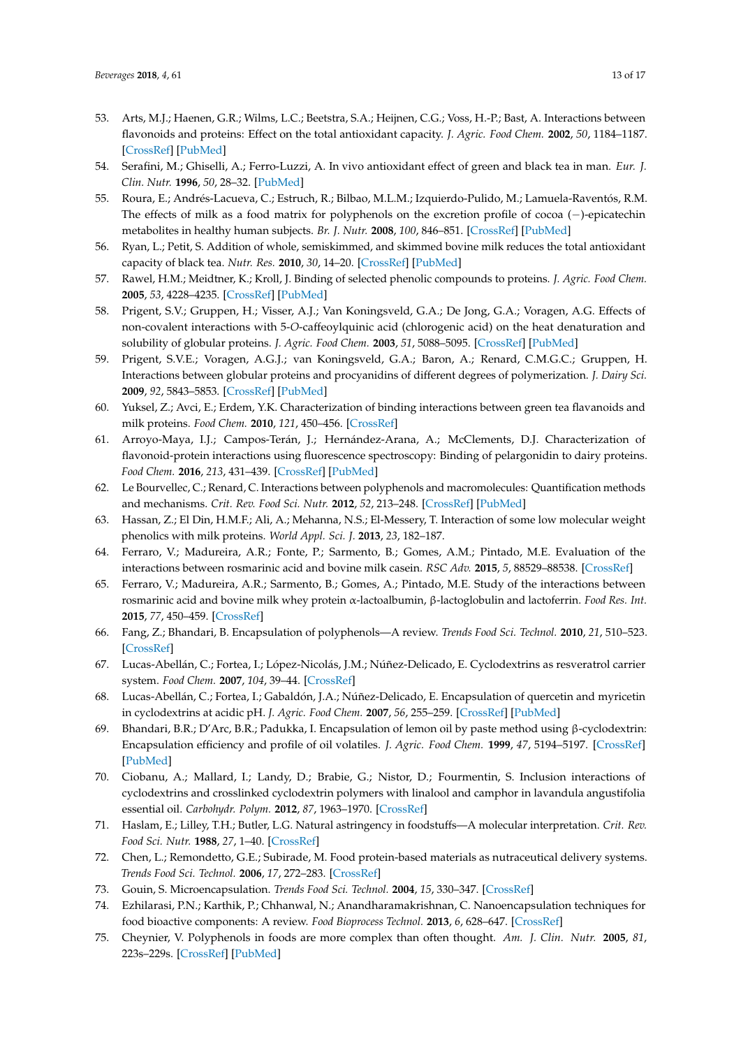53. Arts, M.J.; Haenen, G.R.; Wilms, L.C.; Beetstra, S.A.; Heijnen, C.G.; Voss, H.-P.; Bast, A. Interactions between flavonoids and proteins: Effect on the total antioxidant capacity. *J. Agric. Food Chem.* **2002**, *50*, 1184–1187. [CrossRef] [PubMed]
54. Serafini, M.; Ghiselli, A.; Ferro-Luzzi, A. In vivo antioxidant effect of green and black tea in man. *Eur. J. Clin. Nutr.* **1996**, *50*, 28–32. [PubMed]
55. Roura, E.; Andrés-Lacueva, C.; Estruch, R.; Bilbao, M.L.M.; Izquierdo-Pulido, M.; Lamuela-Raventós, R.M. The effects of milk as a food matrix for polyphenols on the excretion profile of cocoa (−)-epicatechin metabolites in healthy human subjects. *Br. J. Nutr.* **2008**, *100*, 846–851. [CrossRef] [PubMed]
56. Ryan, L.; Petit, S. Addition of whole, semiskimmed, and skimmed bovine milk reduces the total antioxidant capacity of black tea. *Nutr. Res.* **2010**, *30*, 14–20. [CrossRef] [PubMed]
57. Rawel, H.M.; Meidtner, K.; Kroll, J. Binding of selected phenolic compounds to proteins. *J. Agric. Food Chem.* **2005**, *53*, 4228–4235. [CrossRef] [PubMed]
58. Prigent, S.V.; Gruppen, H.; Visser, A.J.; Van Koningsveld, G.A.; De Jong, G.A.; Voragen, A.G. Effects of non-covalent interactions with 5-*O*-caffeoylquinic acid (chlorogenic acid) on the heat denaturation and solubility of globular proteins. *J. Agric. Food Chem.* **2003**, *51*, 5088–5095. [CrossRef] [PubMed]
59. Prigent, S.V.E.; Voragen, A.G.J.; van Koningsveld, G.A.; Baron, A.; Renard, C.M.G.C.; Gruppen, H. Interactions between globular proteins and procyanidins of different degrees of polymerization. *J. Dairy Sci.* **2009**, *92*, 5843–5853. [CrossRef] [PubMed]
60. Yuksel, Z.; Avci, E.; Erdem, Y.K. Characterization of binding interactions between green tea flavanoids and milk proteins. *Food Chem.* **2010**, *121*, 450–456. [CrossRef]
61. Arroyo-Maya, I.J.; Campos-Terán, J.; Hernández-Arana, A.; McClements, D.J. Characterization of flavonoid-protein interactions using fluorescence spectroscopy: Binding of pelargonidin to dairy proteins. *Food Chem.* **2016**, *213*, 431–439. [CrossRef] [PubMed]
62. Le Bourvellec, C.; Renard, C. Interactions between polyphenols and macromolecules: Quantification methods and mechanisms. *Crit. Rev. Food Sci. Nutr.* **2012**, *52*, 213–248. [CrossRef] [PubMed]
63. Hassan, Z.; El Din, H.M.F.; Ali, A.; Mehanna, N.S.; El-Messery, T. Interaction of some low molecular weight phenolics with milk proteins. *World Appl. Sci. J.* **2013**, *23*, 182–187.
64. Ferraro, V.; Madureira, A.R.; Fonte, P.; Sarmento, B.; Gomes, A.M.; Pintado, M.E. Evaluation of the interactions between rosmarinic acid and bovine milk casein. *RSC Adv.* **2015**, *5*, 88529–88538. [CrossRef]
65. Ferraro, V.; Madureira, A.R.; Sarmento, B.; Gomes, A.; Pintado, M.E. Study of the interactions between rosmarinic acid and bovine milk whey protein α-lactoalbumin, β-lactoglobulin and lactoferrin. *Food Res. Int.* **2015**, *77*, 450–459. [CrossRef]
66. Fang, Z.; Bhandari, B. Encapsulation of polyphenols—A review. *Trends Food Sci. Technol.* **2010**, *21*, 510–523. [CrossRef]
67. Lucas-Abellán, C.; Fortea, I.; López-Nicolás, J.M.; Núñez-Delicado, E. Cyclodextrins as resveratrol carrier system. *Food Chem.* **2007**, *104*, 39–44. [CrossRef]
68. Lucas-Abellán, C.; Fortea, I.; Gabaldón, J.A.; Núñez-Delicado, E. Encapsulation of quercetin and myricetin in cyclodextrins at acidic pH. *J. Agric. Food Chem.* **2007**, *56*, 255–259. [CrossRef] [PubMed]
69. Bhandari, B.R.; D'Arc, B.R.; Padukka, I. Encapsulation of lemon oil by paste method using β-cyclodextrin: Encapsulation efficiency and profile of oil volatiles. *J. Agric. Food Chem.* **1999**, *47*, 5194–5197. [CrossRef] [PubMed]
70. Ciobanu, A.; Mallard, I.; Landy, D.; Brabie, G.; Nistor, D.; Fourmentin, S. Inclusion interactions of cyclodextrins and crosslinked cyclodextrin polymers with linalool and camphor in lavandula angustifolia essential oil. *Carbohydr. Polym.* **2012**, *87*, 1963–1970. [CrossRef]
71. Haslam, E.; Lilley, T.H.; Butler, L.G. Natural astringency in foodstuffs—A molecular interpretation. *Crit. Rev. Food Sci. Nutr.* **1988**, *27*, 1–40. [CrossRef]
72. Chen, L.; Remondetto, G.E.; Subirade, M. Food protein-based materials as nutraceutical delivery systems. *Trends Food Sci. Technol.* **2006**, *17*, 272–283. [CrossRef]
73. Gouin, S. Microencapsulation. *Trends Food Sci. Technol.* **2004**, *15*, 330–347. [CrossRef]
74. Ezhilarasi, P.N.; Karthik, P.; Chhanwal, N.; Anandharamakrishnan, C. Nanoencapsulation techniques for food bioactive components: A review. *Food Bioprocess Technol.* **2013**, *6*, 628–647. [CrossRef]
75. Cheynier, V. Polyphenols in foods are more complex than often thought. *Am. J. Clin. Nutr.* **2005**, *81*, 223s–229s. [CrossRef] [PubMed]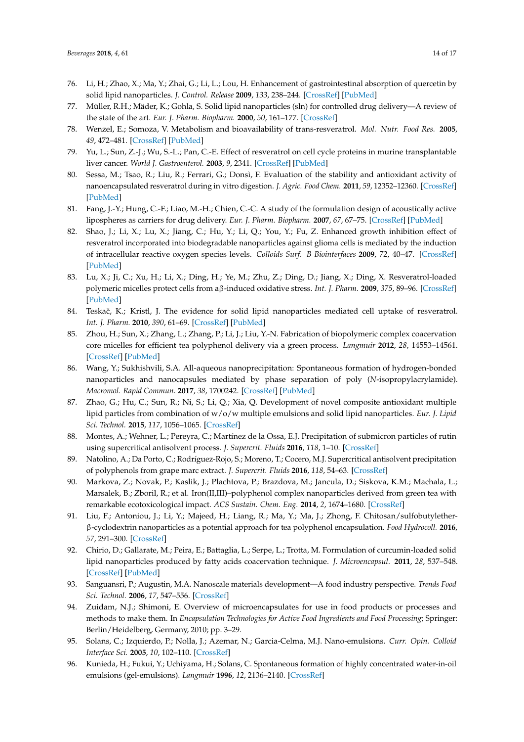76. Li, H.; Zhao, X.; Ma, Y.; Zhai, G.; Li, L.; Lou, H. Enhancement of gastrointestinal absorption of quercetin by solid lipid nanoparticles. *J. Control. Release* **2009**, *133*, 238–244. [CrossRef] [PubMed]
77. Müller, R.H.; Mäder, K.; Gohla, S. Solid lipid nanoparticles (sln) for controlled drug delivery—A review of the state of the art. *Eur. J. Pharm. Biopharm.* **2000**, *50*, 161–177. [CrossRef]
78. Wenzel, E.; Somoza, V. Metabolism and bioavailability of trans-resveratrol. *Mol. Nutr. Food Res.* **2005**, *49*, 472–481. [CrossRef] [PubMed]
79. Yu, L.; Sun, Z.-J.; Wu, S.-L.; Pan, C.-E. Effect of resveratrol on cell cycle proteins in murine transplantable liver cancer. *World J. Gastroenterol.* **2003**, *9*, 2341. [CrossRef] [PubMed]
80. Sessa, M.; Tsao, R.; Liu, R.; Ferrari, G.; Donsì, F. Evaluation of the stability and antioxidant activity of nanoencapsulated resveratrol during in vitro digestion. *J. Agric. Food Chem.* **2011**, *59*, 12352–12360. [CrossRef] [PubMed]
81. Fang, J.-Y.; Hung, C.-F.; Liao, M.-H.; Chien, C.-C. A study of the formulation design of acoustically active lipospheres as carriers for drug delivery. *Eur. J. Pharm. Biopharm.* **2007**, *67*, 67–75. [CrossRef] [PubMed]
82. Shao, J.; Li, X.; Lu, X.; Jiang, C.; Hu, Y.; Li, Q.; You, Y.; Fu, Z. Enhanced growth inhibition effect of resveratrol incorporated into biodegradable nanoparticles against glioma cells is mediated by the induction of intracellular reactive oxygen species levels. *Colloids Surf. B Biointerfaces* **2009**, *72*, 40–47. [CrossRef] [PubMed]
83. Lu, X.; Ji, C.; Xu, H.; Li, X.; Ding, H.; Ye, M.; Zhu, Z.; Ding, D.; Jiang, X.; Ding, X. Resveratrol-loaded polymeric micelles protect cells from aβ-induced oxidative stress. *Int. J. Pharm.* **2009**, *375*, 89–96. [CrossRef] [PubMed]
84. Teskač, K.; Kristl, J. The evidence for solid lipid nanoparticles mediated cell uptake of resveratrol. *Int. J. Pharm.* **2010**, *390*, 61–69. [CrossRef] [PubMed]
85. Zhou, H.; Sun, X.; Zhang, L.; Zhang, P.; Li, J.; Liu, Y.-N. Fabrication of biopolymeric complex coacervation core micelles for efficient tea polyphenol delivery via a green process. *Langmuir* **2012**, *28*, 14553–14561. [CrossRef] [PubMed]
86. Wang, Y.; Sukhishvili, S.A. All-aqueous nanoprecipitation: Spontaneous formation of hydrogen-bonded nanoparticles and nanocapsules mediated by phase separation of poly (*N*-isopropylacrylamide). *Macromol. Rapid Commun.* **2017**, *38*, 1700242. [CrossRef] [PubMed]
87. Zhao, G.; Hu, C.; Sun, R.; Ni, S.; Li, Q.; Xia, Q. Development of novel composite antioxidant multiple lipid particles from combination of w/o/w multiple emulsions and solid lipid nanoparticles. *Eur. J. Lipid Sci. Technol.* **2015**, *117*, 1056–1065. [CrossRef]
88. Montes, A.; Wehner, L.; Pereyra, C.; Martínez de la Ossa, E.J. Precipitation of submicron particles of rutin using supercritical antisolvent process. *J. Supercrit. Fluids* **2016**, *118*, 1–10. [CrossRef]
89. Natolino, A.; Da Porto, C.; Rodríguez-Rojo, S.; Moreno, T.; Cocero, M.J. Supercritical antisolvent precipitation of polyphenols from grape marc extract. *J. Supercrit. Fluids* **2016**, *118*, 54–63. [CrossRef]
90. Markova, Z.; Novak, P.; Kaslik, J.; Plachtova, P.; Brazdova, M.; Jancula, D.; Siskova, K.M.; Machala, L.; Marsalek, B.; Zboril, R.; et al. Iron(II,III)–polyphenol complex nanoparticles derived from green tea with remarkable ecotoxicological impact. *ACS Sustain. Chem. Eng.* **2014**, *2*, 1674–1680. [CrossRef]
91. Liu, F.; Antoniou, J.; Li, Y.; Majeed, H.; Liang, R.; Ma, Y.; Ma, J.; Zhong, F. Chitosan/sulfobutylether-β-cyclodextrin nanoparticles as a potential approach for tea polyphenol encapsulation. *Food Hydrocoll.* **2016**, *57*, 291–300. [CrossRef]
92. Chirio, D.; Gallarate, M.; Peira, E.; Battaglia, L.; Serpe, L.; Trotta, M. Formulation of curcumin-loaded solid lipid nanoparticles produced by fatty acids coacervation technique. *J. Microencapsul.* **2011**, *28*, 537–548. [CrossRef] [PubMed]
93. Sanguansri, P.; Augustin, M.A. Nanoscale materials development—A food industry perspective. *Trends Food Sci. Technol.* **2006**, *17*, 547–556. [CrossRef]
94. Zuidam, N.J.; Shimoni, E. Overview of microencapsulates for use in food products or processes and methods to make them. In *Encapsulation Technologies for Active Food Ingredients and Food Processing*; Springer: Berlin/Heidelberg, Germany, 2010; pp. 3–29.
95. Solans, C.; Izquierdo, P.; Nolla, J.; Azemar, N.; Garcia-Celma, M.J. Nano-emulsions. *Curr. Opin. Colloid Interface Sci.* **2005**, *10*, 102–110. [CrossRef]
96. Kunieda, H.; Fukui, Y.; Uchiyama, H.; Solans, C. Spontaneous formation of highly concentrated water-in-oil emulsions (gel-emulsions). *Langmuir* **1996**, *12*, 2136–2140. [CrossRef]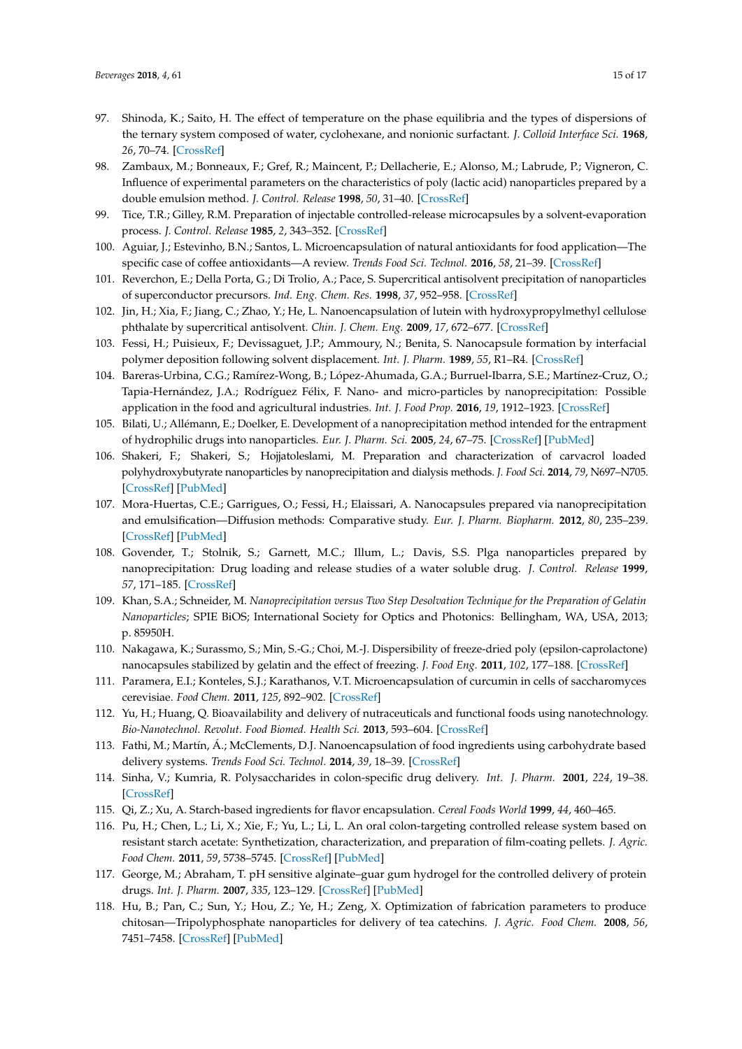97. Shinoda, K.; Saito, H. The effect of temperature on the phase equilibria and the types of dispersions of the ternary system composed of water, cyclohexane, and nonionic surfactant. *J. Colloid Interface Sci.* **1968**, *26*, 70–74. [CrossRef]
98. Zambaux, M.; Bonneaux, F.; Gref, R.; Maincent, P.; Dellacherie, E.; Alonso, M.; Labrude, P.; Vigneron, C. Influence of experimental parameters on the characteristics of poly (lactic acid) nanoparticles prepared by a double emulsion method. *J. Control. Release* **1998**, *50*, 31–40. [CrossRef]
99. Tice, T.R.; Gilley, R.M. Preparation of injectable controlled-release microcapsules by a solvent-evaporation process. *J. Control. Release* **1985**, *2*, 343–352. [CrossRef]
100. Aguiar, J.; Estevinho, B.N.; Santos, L. Microencapsulation of natural antioxidants for food application—The specific case of coffee antioxidants—A review. *Trends Food Sci. Technol.* **2016**, *58*, 21–39. [CrossRef]
101. Reverchon, E.; Della Porta, G.; Di Trolio, A.; Pace, S. Supercritical antisolvent precipitation of nanoparticles of superconductor precursors. *Ind. Eng. Chem. Res.* **1998**, *37*, 952–958. [CrossRef]
102. Jin, H.; Xia, F.; Jiang, C.; Zhao, Y.; He, L. Nanoencapsulation of lutein with hydroxypropylmethyl cellulose phthalate by supercritical antisolvent. *Chin. J. Chem. Eng.* **2009**, *17*, 672–677. [CrossRef]
103. Fessi, H.; Puisieux, F.; Devissaguet, J.P.; Ammoury, N.; Benita, S. Nanocapsule formation by interfacial polymer deposition following solvent displacement. *Int. J. Pharm.* **1989**, *55*, R1–R4. [CrossRef]
104. Bareras-Urbina, C.G.; Ramírez-Wong, B.; López-Ahumada, G.A.; Burruel-Ibarra, S.E.; Martínez-Cruz, O.; Tapia-Hernández, J.A.; Rodríguez Félix, F. Nano- and micro-particles by nanoprecipitation: Possible application in the food and agricultural industries. *Int. J. Food Prop.* **2016**, *19*, 1912–1923. [CrossRef]
105. Bilati, U.; Allémann, E.; Doelker, E. Development of a nanoprecipitation method intended for the entrapment of hydrophilic drugs into nanoparticles. *Eur. J. Pharm. Sci.* **2005**, *24*, 67–75. [CrossRef] [PubMed]
106. Shakeri, F.; Shakeri, S.; Hojjatoleslami, M. Preparation and characterization of carvacrol loaded polyhydroxybutyrate nanoparticles by nanoprecipitation and dialysis methods. *J. Food Sci.* **2014**, *79*, N697–N705. [CrossRef] [PubMed]
107. Mora-Huertas, C.E.; Garrigues, O.; Fessi, H.; Elaissari, A. Nanocapsules prepared via nanoprecipitation and emulsification—Diffusion methods: Comparative study. *Eur. J. Pharm. Biopharm.* **2012**, *80*, 235–239. [CrossRef] [PubMed]
108. Govender, T.; Stolnik, S.; Garnett, M.C.; Illum, L.; Davis, S.S. Plga nanoparticles prepared by nanoprecipitation: Drug loading and release studies of a water soluble drug. *J. Control. Release* **1999**, *57*, 171–185. [CrossRef]
109. Khan, S.A.; Schneider, M. *Nanoprecipitation versus Two Step Desolvation Technique for the Preparation of Gelatin Nanoparticles*; SPIE BiOS; International Society for Optics and Photonics: Bellingham, WA, USA, 2013; p. 85950H.
110. Nakagawa, K.; Surassmo, S.; Min, S.-G.; Choi, M.-J. Dispersibility of freeze-dried poly (epsilon-caprolactone) nanocapsules stabilized by gelatin and the effect of freezing. *J. Food Eng.* **2011**, *102*, 177–188. [CrossRef]
111. Paramera, E.I.; Konteles, S.J.; Karathanos, V.T. Microencapsulation of curcumin in cells of saccharomyces cerevisiae. *Food Chem.* **2011**, *125*, 892–902. [CrossRef]
112. Yu, H.; Huang, Q. Bioavailability and delivery of nutraceuticals and functional foods using nanotechnology. *Bio-Nanotechnol. Revolut. Food Biomed. Health Sci.* **2013**, 593–604. [CrossRef]
113. Fathi, M.; Martín, Á.; McClements, D.J. Nanoencapsulation of food ingredients using carbohydrate based delivery systems. *Trends Food Sci. Technol.* **2014**, *39*, 18–39. [CrossRef]
114. Sinha, V.; Kumria, R. Polysaccharides in colon-specific drug delivery. *Int. J. Pharm.* **2001**, *224*, 19–38. [CrossRef]
115. Qi, Z.; Xu, A. Starch-based ingredients for flavor encapsulation. *Cereal Foods World* **1999**, *44*, 460–465.
116. Pu, H.; Chen, L.; Li, X.; Xie, F.; Yu, L.; Li, L. An oral colon-targeting controlled release system based on resistant starch acetate: Synthetization, characterization, and preparation of film-coating pellets. *J. Agric. Food Chem.* **2011**, *59*, 5738–5745. [CrossRef] [PubMed]
117. George, M.; Abraham, T. pH sensitive alginate–guar gum hydrogel for the controlled delivery of protein drugs. *Int. J. Pharm.* **2007**, *335*, 123–129. [CrossRef] [PubMed]
118. Hu, B.; Pan, C.; Sun, Y.; Hou, Z.; Ye, H.; Zeng, X. Optimization of fabrication parameters to produce chitosan—Tripolyphosphate nanoparticles for delivery of tea catechins. *J. Agric. Food Chem.* **2008**, *56*, 7451–7458. [CrossRef] [PubMed]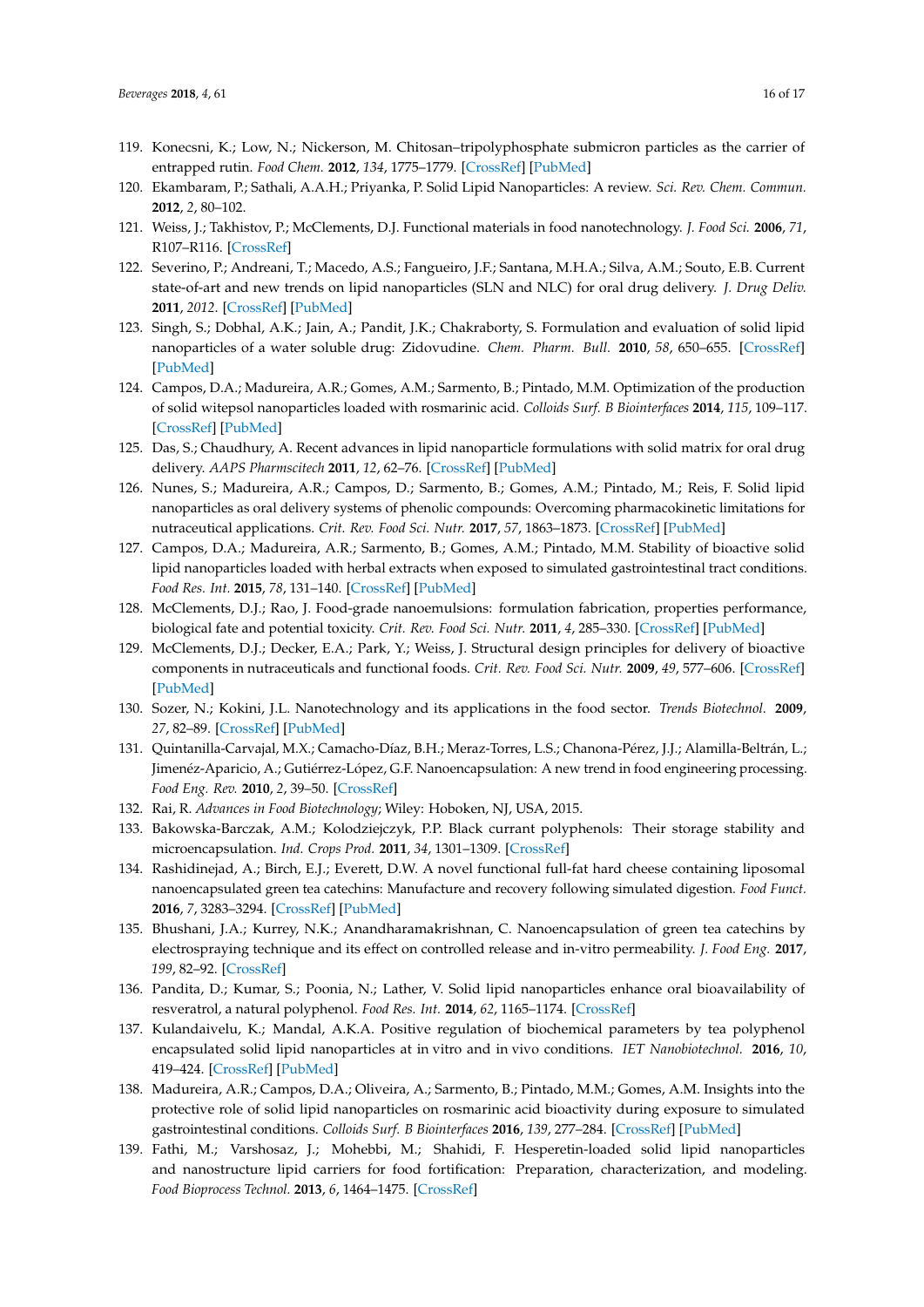119. Konecsni, K.; Low, N.; Nickerson, M. Chitosan–tripolyphosphate submicron particles as the carrier of entrapped rutin. *Food Chem.* **2012**, *134*, 1775–1779. [CrossRef] [PubMed]
120. Ekambaram, P.; Sathali, A.A.H.; Priyanka, P. Solid Lipid Nanoparticles: A review. *Sci. Rev. Chem. Commun.* **2012**, *2*, 80–102.
121. Weiss, J.; Takhistov, P.; McClements, D.J. Functional materials in food nanotechnology. *J. Food Sci.* **2006**, *71*, R107–R116. [CrossRef]
122. Severino, P.; Andreani, T.; Macedo, A.S.; Fangueiro, J.F.; Santana, M.H.A.; Silva, A.M.; Souto, E.B. Current state-of-art and new trends on lipid nanoparticles (SLN and NLC) for oral drug delivery. *J. Drug Deliv.* **2011**, *2012*. [CrossRef] [PubMed]
123. Singh, S.; Dobhal, A.K.; Jain, A.; Pandit, J.K.; Chakraborty, S. Formulation and evaluation of solid lipid nanoparticles of a water soluble drug: Zidovudine. *Chem. Pharm. Bull.* **2010**, *58*, 650–655. [CrossRef] [PubMed]
124. Campos, D.A.; Madureira, A.R.; Gomes, A.M.; Sarmento, B.; Pintado, M.M. Optimization of the production of solid witepsol nanoparticles loaded with rosmarinic acid. *Colloids Surf. B Biointerfaces* **2014**, *115*, 109–117. [CrossRef] [PubMed]
125. Das, S.; Chaudhury, A. Recent advances in lipid nanoparticle formulations with solid matrix for oral drug delivery. *AAPS Pharmscitech* **2011**, *12*, 62–76. [CrossRef] [PubMed]
126. Nunes, S.; Madureira, A.R.; Campos, D.; Sarmento, B.; Gomes, A.M.; Pintado, M.; Reis, F. Solid lipid nanoparticles as oral delivery systems of phenolic compounds: Overcoming pharmacokinetic limitations for nutraceutical applications. *Crit. Rev. Food Sci. Nutr.* **2017**, *57*, 1863–1873. [CrossRef] [PubMed]
127. Campos, D.A.; Madureira, A.R.; Sarmento, B.; Gomes, A.M.; Pintado, M.M. Stability of bioactive solid lipid nanoparticles loaded with herbal extracts when exposed to simulated gastrointestinal tract conditions. *Food Res. Int.* **2015**, *78*, 131–140. [CrossRef] [PubMed]
128. McClements, D.J.; Rao, J. Food-grade nanoemulsions: formulation fabrication, properties performance, biological fate and potential toxicity. *Crit. Rev. Food Sci. Nutr.* **2011**, *4*, 285–330. [CrossRef] [PubMed]
129. McClements, D.J.; Decker, E.A.; Park, Y.; Weiss, J. Structural design principles for delivery of bioactive components in nutraceuticals and functional foods. *Crit. Rev. Food Sci. Nutr.* **2009**, *49*, 577–606. [CrossRef] [PubMed]
130. Sozer, N.; Kokini, J.L. Nanotechnology and its applications in the food sector. *Trends Biotechnol.* **2009**, *27*, 82–89. [CrossRef] [PubMed]
131. Quintanilla-Carvajal, M.X.; Camacho-Díaz, B.H.; Meraz-Torres, L.S.; Chanona-Pérez, J.J.; Alamilla-Beltrán, L.; Jimenéz-Aparicio, A.; Gutiérrez-López, G.F. Nanoencapsulation: A new trend in food engineering processing. *Food Eng. Rev.* **2010**, *2*, 39–50. [CrossRef]
132. Rai, R. *Advances in Food Biotechnology*; Wiley: Hoboken, NJ, USA, 2015.
133. Bakowska-Barczak, A.M.; Kolodziejczyk, P.P. Black currant polyphenols: Their storage stability and microencapsulation. *Ind. Crops Prod.* **2011**, *34*, 1301–1309. [CrossRef]
134. Rashidinejad, A.; Birch, E.J.; Everett, D.W. A novel functional full-fat hard cheese containing liposomal nanoencapsulated green tea catechins: Manufacture and recovery following simulated digestion. *Food Funct.* **2016**, *7*, 3283–3294. [CrossRef] [PubMed]
135. Bhushani, J.A.; Kurrey, N.K.; Anandharamakrishnan, C. Nanoencapsulation of green tea catechins by electrospraying technique and its effect on controlled release and in-vitro permeability. *J. Food Eng.* **2017**, *199*, 82–92. [CrossRef]
136. Pandita, D.; Kumar, S.; Poonia, N.; Lather, V. Solid lipid nanoparticles enhance oral bioavailability of resveratrol, a natural polyphenol. *Food Res. Int.* **2014**, *62*, 1165–1174. [CrossRef]
137. Kulandaivelu, K.; Mandal, A.K.A. Positive regulation of biochemical parameters by tea polyphenol encapsulated solid lipid nanoparticles at in vitro and in vivo conditions. *IET Nanobiotechnol.* **2016**, *10*, 419–424. [CrossRef] [PubMed]
138. Madureira, A.R.; Campos, D.A.; Oliveira, A.; Sarmento, B.; Pintado, M.M.; Gomes, A.M. Insights into the protective role of solid lipid nanoparticles on rosmarinic acid bioactivity during exposure to simulated gastrointestinal conditions. *Colloids Surf. B Biointerfaces* **2016**, *139*, 277–284. [CrossRef] [PubMed]
139. Fathi, M.; Varshosaz, J.; Mohebbi, M.; Shahidi, F. Hesperetin-loaded solid lipid nanoparticles and nanostructure lipid carriers for food fortification: Preparation, characterization, and modeling. *Food Bioprocess Technol.* **2013**, *6*, 1464–1475. [CrossRef]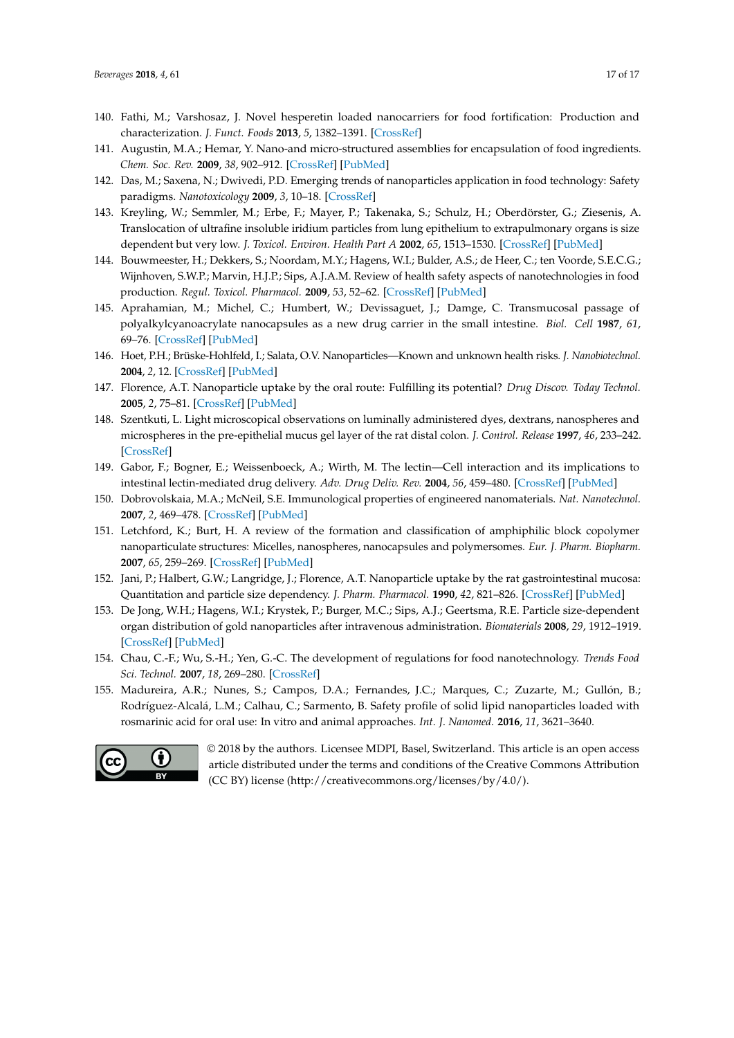140. Fathi, M.; Varshosaz, J. Novel hesperetin loaded nanocarriers for food fortification: Production and characterization. *J. Funct. Foods* **2013**, *5*, 1382–1391. [CrossRef]
141. Augustin, M.A.; Hemar, Y. Nano-and micro-structured assemblies for encapsulation of food ingredients. *Chem. Soc. Rev.* **2009**, *38*, 902–912. [CrossRef] [PubMed]
142. Das, M.; Saxena, N.; Dwivedi, P.D. Emerging trends of nanoparticles application in food technology: Safety paradigms. *Nanotoxicology* **2009**, *3*, 10–18. [CrossRef]
143. Kreyling, W.; Semmler, M.; Erbe, F.; Mayer, P.; Takenaka, S.; Schulz, H.; Oberdörster, G.; Ziesenis, A. Translocation of ultrafine insoluble iridium particles from lung epithelium to extrapulmonary organs is size dependent but very low. *J. Toxicol. Environ. Health Part A* **2002**, *65*, 1513–1530. [CrossRef] [PubMed]
144. Bouwmeester, H.; Dekkers, S.; Noordam, M.Y.; Hagens, W.I.; Bulder, A.S.; de Heer, C.; ten Voorde, S.E.C.G.; Wijnhoven, S.W.P.; Marvin, H.J.P.; Sips, A.J.A.M. Review of health safety aspects of nanotechnologies in food production. *Regul. Toxicol. Pharmacol.* **2009**, *53*, 52–62. [CrossRef] [PubMed]
145. Aprahamian, M.; Michel, C.; Humbert, W.; Devissaguet, J.; Damge, C. Transmucosal passage of polyalkylcyanoacrylate nanocapsules as a new drug carrier in the small intestine. *Biol. Cell* **1987**, *61*, 69–76. [CrossRef] [PubMed]
146. Hoet, P.H.; Brüske-Hohlfeld, I.; Salata, O.V. Nanoparticles—Known and unknown health risks. *J. Nanobiotechnol.* **2004**, *2*, 12. [CrossRef] [PubMed]
147. Florence, A.T. Nanoparticle uptake by the oral route: Fulfilling its potential? *Drug Discov. Today Technol.* **2005**, *2*, 75–81. [CrossRef] [PubMed]
148. Szentkuti, L. Light microscopical observations on luminally administered dyes, dextrans, nanospheres and microspheres in the pre-epithelial mucus gel layer of the rat distal colon. *J. Control. Release* **1997**, *46*, 233–242. [CrossRef]
149. Gabor, F.; Bogner, E.; Weissenboeck, A.; Wirth, M. The lectin—Cell interaction and its implications to intestinal lectin-mediated drug delivery. *Adv. Drug Deliv. Rev.* **2004**, *56*, 459–480. [CrossRef] [PubMed]
150. Dobrovolskaia, M.A.; McNeil, S.E. Immunological properties of engineered nanomaterials. *Nat. Nanotechnol.* **2007**, *2*, 469–478. [CrossRef] [PubMed]
151. Letchford, K.; Burt, H. A review of the formation and classification of amphiphilic block copolymer nanoparticulate structures: Micelles, nanospheres, nanocapsules and polymersomes. *Eur. J. Pharm. Biopharm.* **2007**, *65*, 259–269. [CrossRef] [PubMed]
152. Jani, P.; Halbert, G.W.; Langridge, J.; Florence, A.T. Nanoparticle uptake by the rat gastrointestinal mucosa: Quantitation and particle size dependency. *J. Pharm. Pharmacol.* **1990**, *42*, 821–826. [CrossRef] [PubMed]
153. De Jong, W.H.; Hagens, W.I.; Krystek, P.; Burger, M.C.; Sips, A.J.; Geertsma, R.E. Particle size-dependent organ distribution of gold nanoparticles after intravenous administration. *Biomaterials* **2008**, *29*, 1912–1919. [CrossRef] [PubMed]
154. Chau, C.-F.; Wu, S.-H.; Yen, G.-C. The development of regulations for food nanotechnology. *Trends Food Sci. Technol.* **2007**, *18*, 269–280. [CrossRef]
155. Madureira, A.R.; Nunes, S.; Campos, D.A.; Fernandes, J.C.; Marques, C.; Zuzarte, M.; Gullón, B.; Rodríguez-Alcalá, L.M.; Calhau, C.; Sarmento, B. Safety profile of solid lipid nanoparticles loaded with rosmarinic acid for oral use: In vitro and animal approaches. *Int. J. Nanomed.* **2016**, *11*, 3621–3640.

© 2018 by the authors. Licensee MDPI, Basel, Switzerland. This article is an open access article distributed under the terms and conditions of the Creative Commons Attribution (CC BY) license (http://creativecommons.org/licenses/by/4.0/).